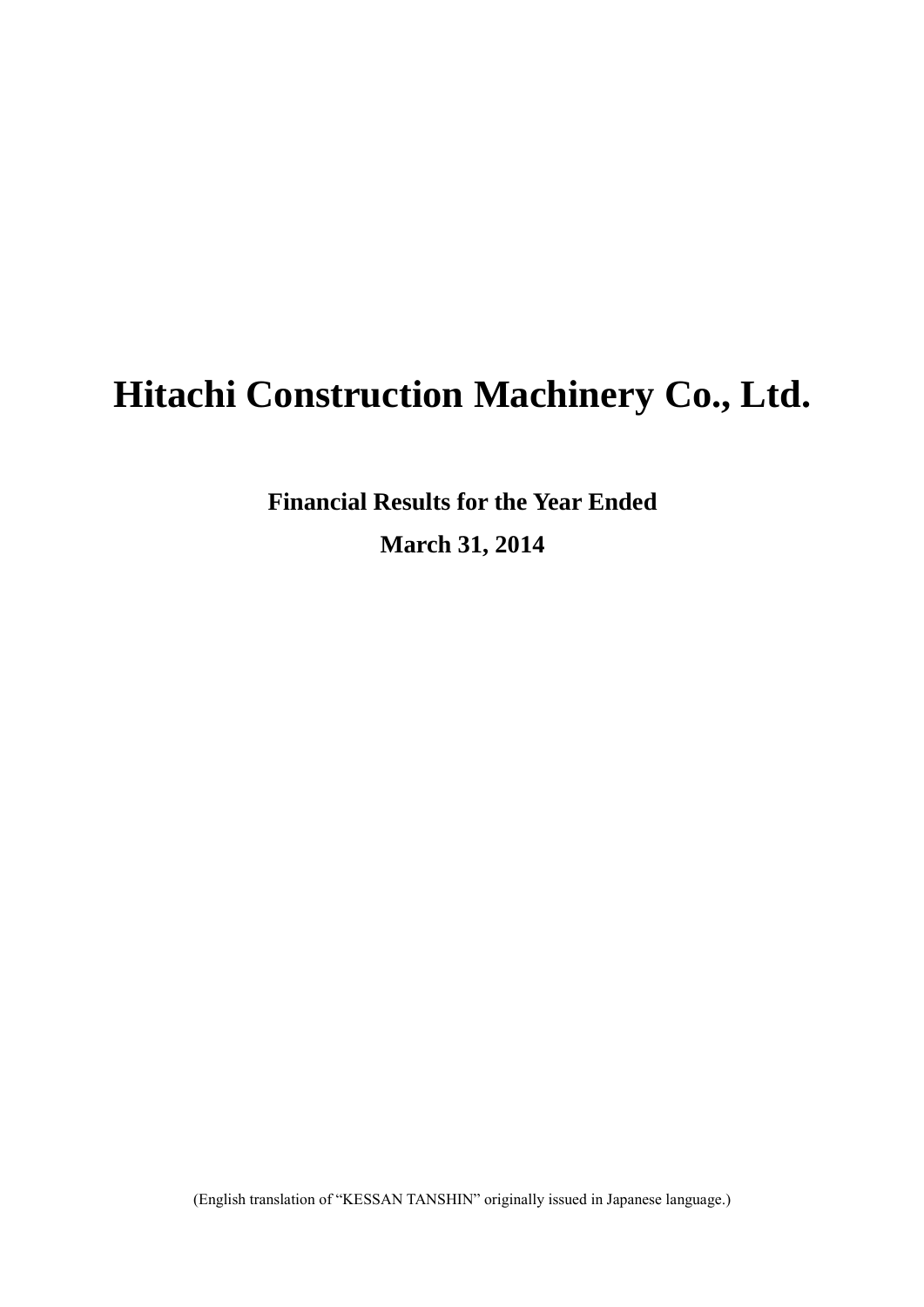# Hitachi Construction Machinery Co., Ltd.

**Financial Results for the Year Ended**

**March 31, 2014**

(English translation of “KESSAN TANSHIN” originally issued in Japanese language.)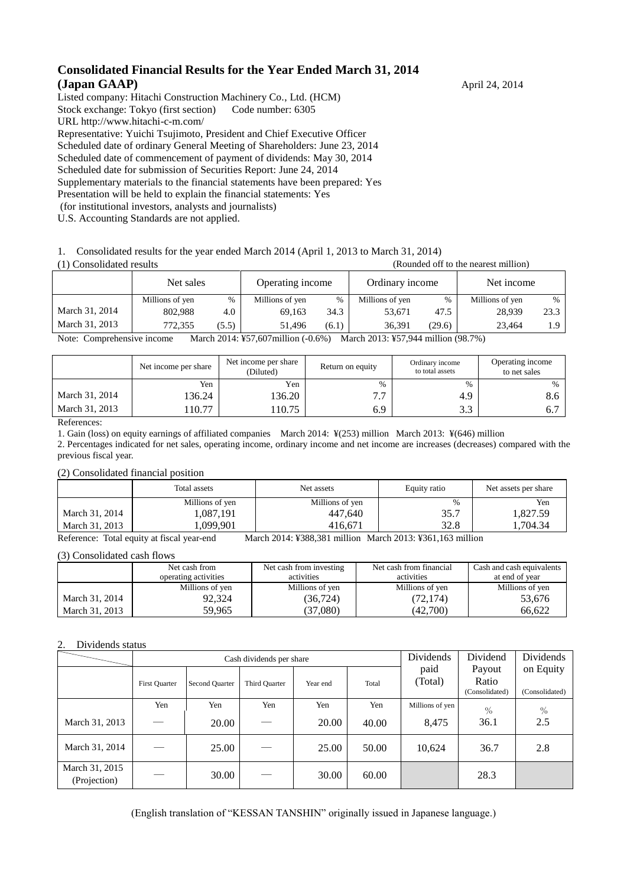# Consolidated Financial Results for the Year Ended March 31, 2014 (Japan GAAP)

April 24, 2014

Listed company: Hitachi Construction Machinery Co., Ltd. (HCM)
Stock exchange: Tokyo (first section)  Code number: 6305
URL http://www.hitachi-c-m.com/
Representative: Yuichi Tsujimoto, President and Chief Executive Officer
Scheduled date of ordinary General Meeting of Shareholders: June 23, 2014
Scheduled date of commencement of payment of dividends: May 30, 2014
Scheduled date for submission of Securities Report: June 24, 2014
Supplementary materials to the financial statements have been prepared: Yes
Presentation will be held to explain the financial statements: Yes
(for institutional investors, analysts and journalists)
U.S. Accounting Standards are not applied.

1. Consolidated results for the year ended March 2014 (April 1, 2013 to March 31, 2014)

(1) Consolidated results (Rounded off to the nearest million)

| | Net sales | | Operating income | | Ordinary income | | Net income | |
|---|---|---|---|---|---|---|---|---|
| | Millions of yen | % | Millions of yen | % | Millions of yen | % | Millions of yen | % |
| March 31, 2014 | 802,988 | 4.0 | 69,163 | 34.3 | 53,671 | 47.5 | 28,939 | 23.3 |
| March 31, 2013 | 772,355 | (5.5) | 51,496 | (6.1) | 36,391 | (29.6) | 23,464 | 1.9 |

Note: Comprehensive income  March 2014: ¥57,607million (-0.6%)  March 2013: ¥57,944 million (98.7%)

| | Net income per share | Net income per share (Diluted) | Return on equity | Ordinary income to total assets | Operating income to net sales |
|---|---|---|---|---|---|
| | Yen | Yen | % | % | % |
| March 31, 2014 | 136.24 | 136.20 | 7.7 | 4.9 | 8.6 |
| March 31, 2013 | 110.77 | 110.75 | 6.9 | 3.3 | 6.7 |

References:

1. Gain (loss) on equity earnings of affiliated companies  March 2014: ¥(253) million  March 2013: ¥(646) million
2. Percentages indicated for net sales, operating income, ordinary income and net income are increases (decreases) compared with the previous fiscal year.

(2) Consolidated financial position

| | Total assets | Net assets | Equity ratio | Net assets per share |
|---|---|---|---|---|
| | Millions of yen | Millions of yen | % | Yen |
| March 31, 2014 | 1,087,191 | 447,640 | 35.7 | 1,827.59 |
| March 31, 2013 | 1,099,901 | 416,671 | 32.8 | 1,704.34 |

Reference: Total equity at fiscal year-end  March 2014: ¥388,381 million  March 2013: ¥361,163 million

(3) Consolidated cash flows

| | Net cash from operating activities | Net cash from investing activities | Net cash from financial activities | Cash and cash equivalents at end of year |
|---|---|---|---|---|
| | Millions of yen | Millions of yen | Millions of yen | Millions of yen |
| March 31, 2014 | 92,324 | (36,724) | (72,174) | 53,676 |
| March 31, 2013 | 59,965 | (37,080) | (42,700) | 66,622 |

2. Dividends status

| | Cash dividends per share | | | | | Dividends paid (Total) | Dividend Payout Ratio (Consolidated) | Dividends on Equity (Consolidated) |
|---|---|---|---|---|---|---|---|---|
| | First Quarter | Second Quarter | Third Quarter | Year end | Total | | | |
| | Yen | Yen | Yen | Yen | Yen | Millions of yen | % | % |
| March 31, 2013 | — | 20.00 | — | 20.00 | 40.00 | 8,475 | 36.1 | 2.5 |
| March 31, 2014 | — | 25.00 | — | 25.00 | 50.00 | 10,624 | 36.7 | 2.8 |
| March 31, 2015 (Projection) | — | 30.00 | — | 30.00 | 60.00 | | 28.3 | |

(English translation of "KESSAN TANSHIN" originally issued in Japanese language.)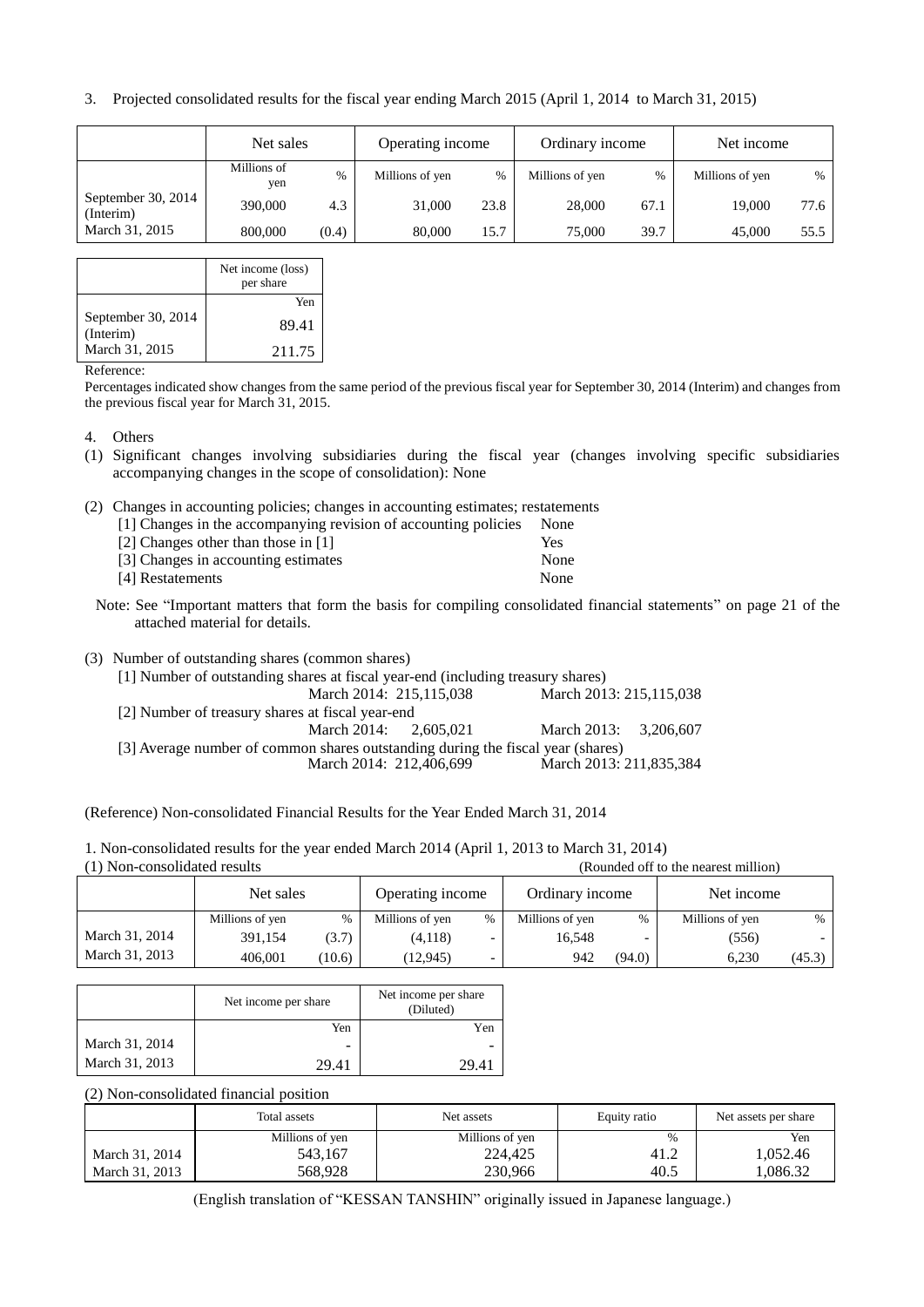3. Projected consolidated results for the fiscal year ending March 2015 (April 1, 2014 to March 31, 2015)

| | Net sales | | Operating income | | Ordinary income | | Net income | |
|---|---|---|---|---|---|---|---|---|
| | Millions of yen | % | Millions of yen | % | Millions of yen | % | Millions of yen | % |
| September 30, 2014 (Interim) | 390,000 | 4.3 | 31,000 | 23.8 | 28,000 | 67.1 | 19,000 | 77.6 |
| March 31, 2015 | 800,000 | (0.4) | 80,000 | 15.7 | 75,000 | 39.7 | 45,000 | 55.5 |

| | Net income (loss) per share |
|---|---|
| | Yen |
| September 30, 2014 (Interim) | 89.41 |
| March 31, 2015 | 211.75 |

Reference:

Percentages indicated show changes from the same period of the previous fiscal year for September 30, 2014 (Interim) and changes from the previous fiscal year for March 31, 2015.

4. Others

(1) Significant changes involving subsidiaries during the fiscal year (changes involving specific subsidiaries accompanying changes in the scope of consolidation): None

(2) Changes in accounting policies; changes in accounting estimates; restatements

[1] Changes in the accompanying revision of accounting policies None
[2] Changes other than those in [1] Yes
[3] Changes in accounting estimates None
[4] Restatements None

Note: See "Important matters that form the basis for compiling consolidated financial statements" on page 21 of the attached material for details.

(3) Number of outstanding shares (common shares)

[1] Number of outstanding shares at fiscal year-end (including treasury shares)
March 2014: 215,115,038 March 2013: 215,115,038

[2] Number of treasury shares at fiscal year-end
March 2014: 2,605,021 March 2013: 3,206,607

[3] Average number of common shares outstanding during the fiscal year (shares)
March 2014: 212,406,699 March 2013: 211,835,384

(Reference) Non-consolidated Financial Results for the Year Ended March 31, 2014

1. Non-consolidated results for the year ended March 2014 (April 1, 2013 to March 31, 2014)

(1) Non-consolidated results (Rounded off to the nearest million)

| | Net sales | | Operating income | | Ordinary income | | Net income | |
|---|---|---|---|---|---|---|---|---|
| | Millions of yen | % | Millions of yen | % | Millions of yen | % | Millions of yen | % |
| March 31, 2014 | 391,154 | (3.7) | (4,118) | - | 16,548 | - | (556) | - |
| March 31, 2013 | 406,001 | (10.6) | (12,945) | - | 942 | (94.0) | 6,230 | (45.3) |

| | Net income per share | Net income per share (Diluted) |
|---|---|---|
| | Yen | Yen |
| March 31, 2014 | - | - |
| March 31, 2013 | 29.41 | 29.41 |

(2) Non-consolidated financial position

| | Total assets | Net assets | Equity ratio | Net assets per share |
|---|---|---|---|---|
| | Millions of yen | Millions of yen | % | Yen |
| March 31, 2014 | 543,167 | 224,425 | 41.2 | 1,052.46 |
| March 31, 2013 | 568,928 | 230,966 | 40.5 | 1,086.32 |

(English translation of "KESSAN TANSHIN" originally issued in Japanese language.)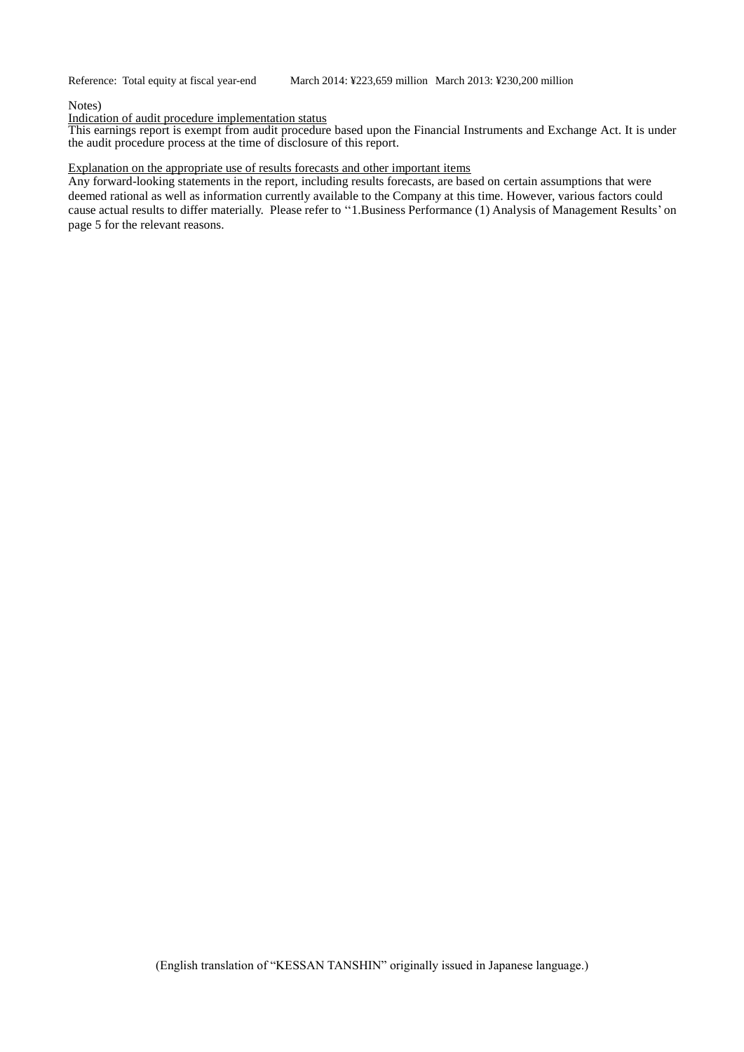Reference: Total equity at fiscal year-end March 2014: ¥223,659 million March 2013: ¥230,200 million

Notes)

Indication of audit procedure implementation status

This earnings report is exempt from audit procedure based upon the Financial Instruments and Exchange Act. It is under the audit procedure process at the time of disclosure of this report.

Explanation on the appropriate use of results forecasts and other important items

Any forward-looking statements in the report, including results forecasts, are based on certain assumptions that were deemed rational as well as information currently available to the Company at this time. However, various factors could cause actual results to differ materially. Please refer to ''1.Business Performance (1) Analysis of Management Results' on page 5 for the relevant reasons.

(English translation of "KESSAN TANSHIN" originally issued in Japanese language.)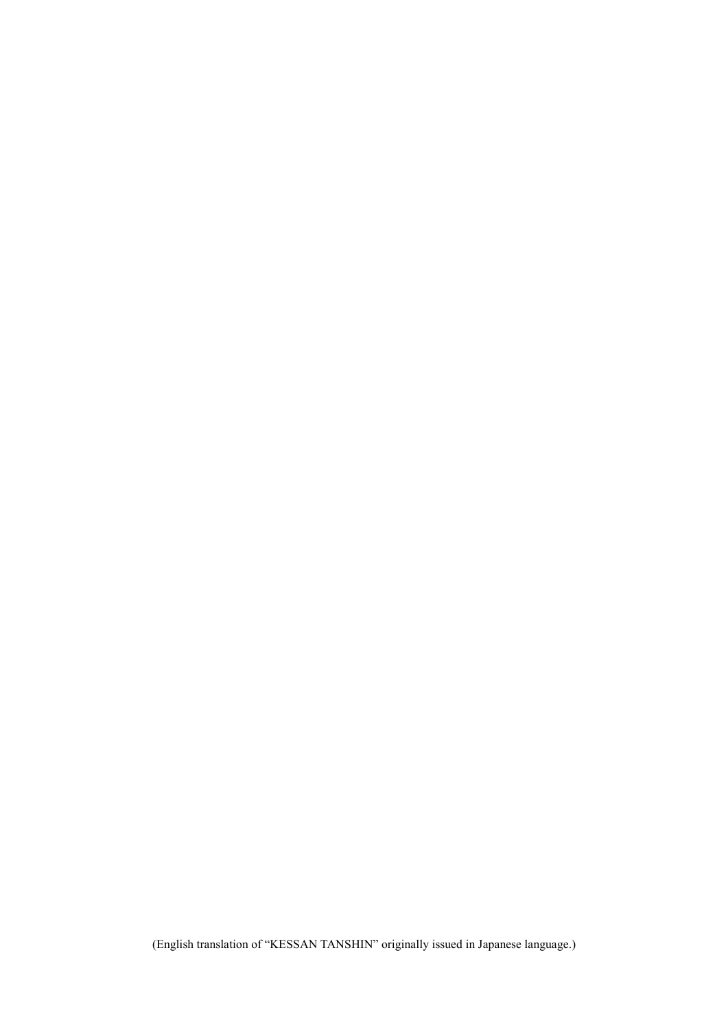(English translation of "KESSAN TANSHIN" originally issued in Japanese language.)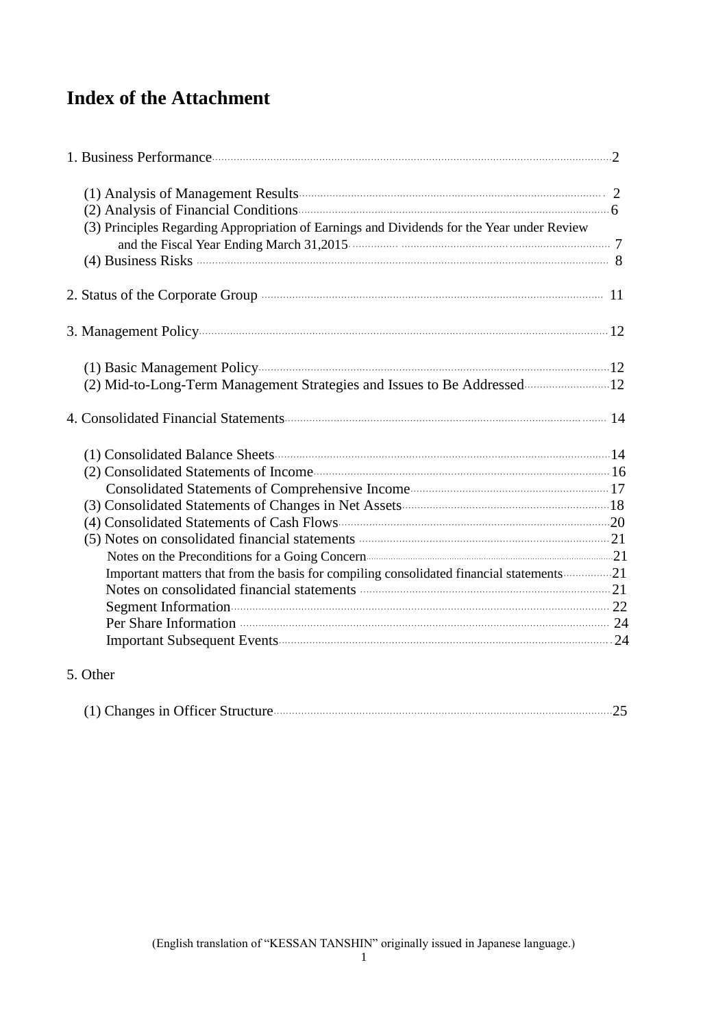# Index of the Attachment

1. Business Performance ..... 2
   - (1) Analysis of Management Results ..... 2
   - (2) Analysis of Financial Conditions ..... 6
   - (3) Principles Regarding Appropriation of Earnings and Dividends for the Year under Review and the Fiscal Year Ending March 31,2015 ..... 7
   - (4) Business Risks ..... 8
2. Status of the Corporate Group ..... 11
3. Management Policy ..... 12
   - (1) Basic Management Policy ..... 12
   - (2) Mid-to-Long-Term Management Strategies and Issues to Be Addressed ..... 12
4. Consolidated Financial Statements ..... 14
   - (1) Consolidated Balance Sheets ..... 14
   - (2) Consolidated Statements of Income ..... 16
     - Consolidated Statements of Comprehensive Income ..... 17
   - (3) Consolidated Statements of Changes in Net Assets ..... 18
   - (4) Consolidated Statements of Cash Flows ..... 20
   - (5) Notes on consolidated financial statements ..... 21
     - Notes on the Preconditions for a Going Concern ..... 21
     - Important matters that from the basis for compiling consolidated financial statements ..... 21
     - Notes on consolidated financial statements ..... 21
     - Segment Information ..... 22
     - Per Share Information ..... 24
     - Important Subsequent Events ..... 24
5. Other
   - (1) Changes in Officer Structure ..... 25

(English translation of "KESSAN TANSHIN" originally issued in Japanese language.)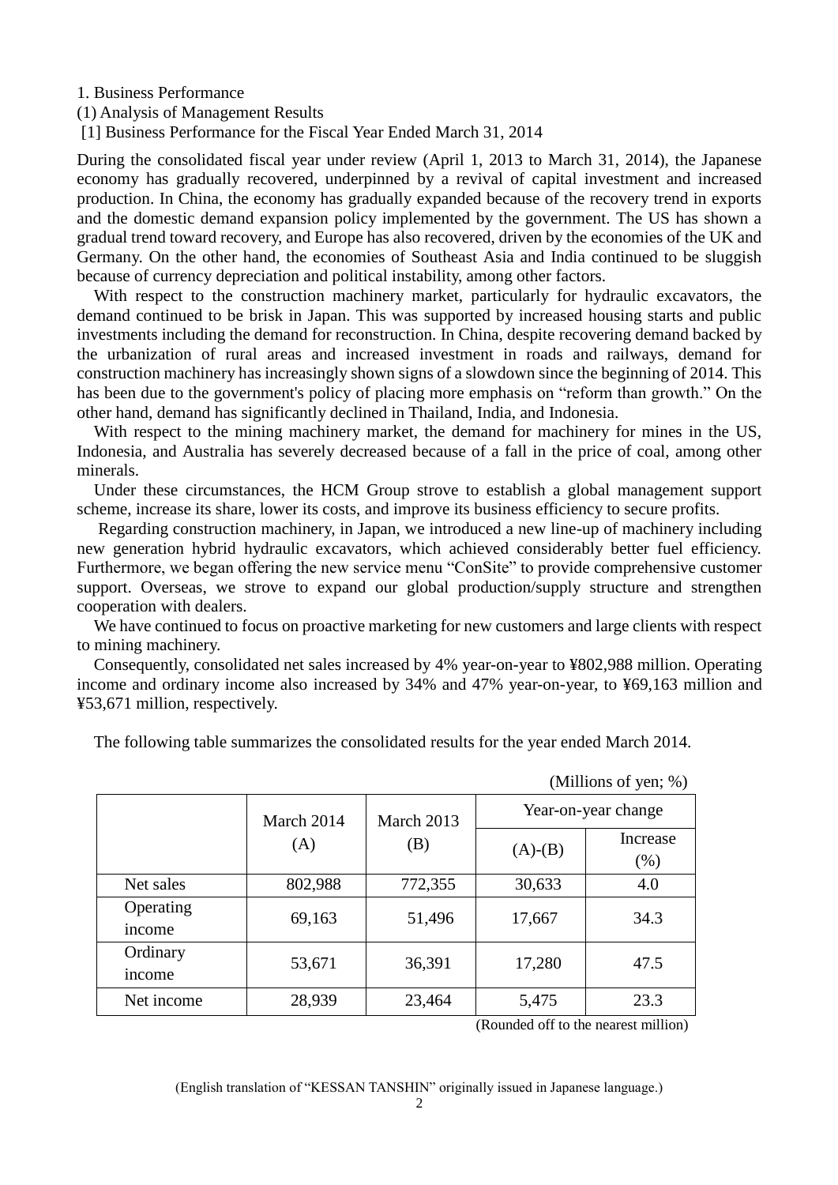1. Business Performance

(1) Analysis of Management Results

[1] Business Performance for the Fiscal Year Ended March 31, 2014

During the consolidated fiscal year under review (April 1, 2013 to March 31, 2014), the Japanese economy has gradually recovered, underpinned by a revival of capital investment and increased production. In China, the economy has gradually expanded because of the recovery trend in exports and the domestic demand expansion policy implemented by the government. The US has shown a gradual trend toward recovery, and Europe has also recovered, driven by the economies of the UK and Germany. On the other hand, the economies of Southeast Asia and India continued to be sluggish because of currency depreciation and political instability, among other factors.

With respect to the construction machinery market, particularly for hydraulic excavators, the demand continued to be brisk in Japan. This was supported by increased housing starts and public investments including the demand for reconstruction. In China, despite recovering demand backed by the urbanization of rural areas and increased investment in roads and railways, demand for construction machinery has increasingly shown signs of a slowdown since the beginning of 2014. This has been due to the government's policy of placing more emphasis on "reform than growth." On the other hand, demand has significantly declined in Thailand, India, and Indonesia.

With respect to the mining machinery market, the demand for machinery for mines in the US, Indonesia, and Australia has severely decreased because of a fall in the price of coal, among other minerals.

Under these circumstances, the HCM Group strove to establish a global management support scheme, increase its share, lower its costs, and improve its business efficiency to secure profits.

Regarding construction machinery, in Japan, we introduced a new line-up of machinery including new generation hybrid hydraulic excavators, which achieved considerably better fuel efficiency. Furthermore, we began offering the new service menu "ConSite" to provide comprehensive customer support. Overseas, we strove to expand our global production/supply structure and strengthen cooperation with dealers.

We have continued to focus on proactive marketing for new customers and large clients with respect to mining machinery.

Consequently, consolidated net sales increased by 4% year-on-year to ¥802,988 million. Operating income and ordinary income also increased by 34% and 47% year-on-year, to ¥69,163 million and ¥53,671 million, respectively.

The following table summarizes the consolidated results for the year ended March 2014.

(Millions of yen; %)

| | March 2014 (A) | March 2013 (B) | Year-on-year change | |
|---|---|---|---|---|
| | | | (A)-(B) | Increase (%) |
| Net sales | 802,988 | 772,355 | 30,633 | 4.0 |
| Operating income | 69,163 | 51,496 | 17,667 | 34.3 |
| Ordinary income | 53,671 | 36,391 | 17,280 | 47.5 |
| Net income | 28,939 | 23,464 | 5,475 | 23.3 |

(Rounded off to the nearest million)

(English translation of "KESSAN TANSHIN" originally issued in Japanese language.)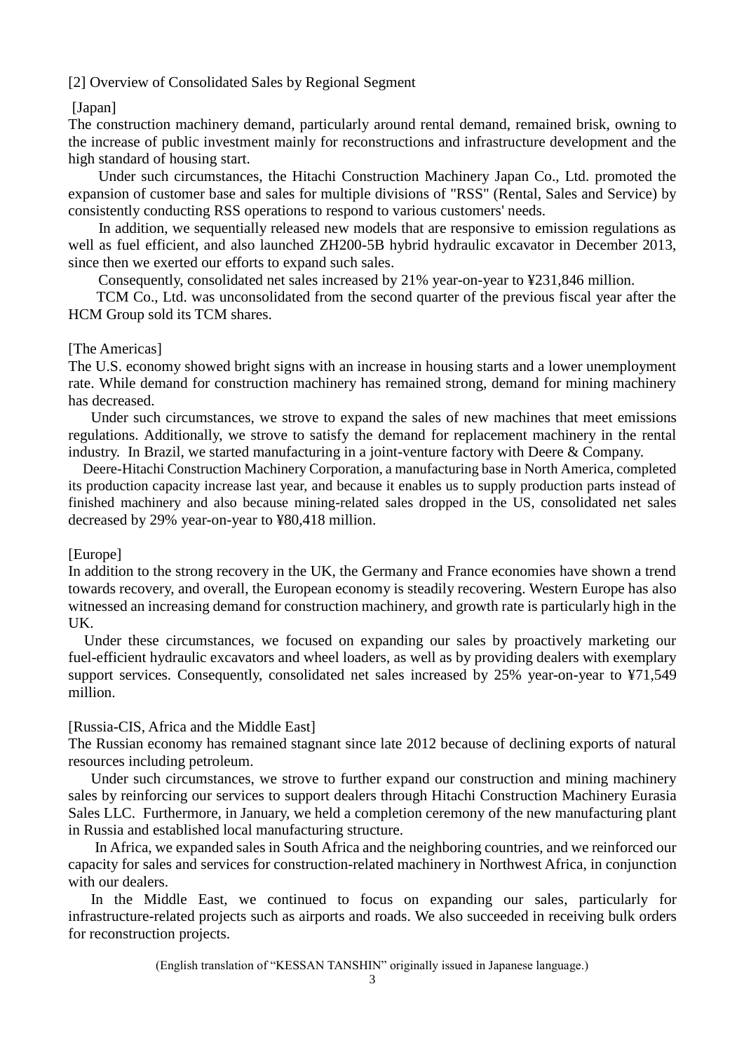[2] Overview of Consolidated Sales by Regional Segment

[Japan]

The construction machinery demand, particularly around rental demand, remained brisk, owning to the increase of public investment mainly for reconstructions and infrastructure development and the high standard of housing start.

Under such circumstances, the Hitachi Construction Machinery Japan Co., Ltd. promoted the expansion of customer base and sales for multiple divisions of "RSS" (Rental, Sales and Service) by consistently conducting RSS operations to respond to various customers' needs.

In addition, we sequentially released new models that are responsive to emission regulations as well as fuel efficient, and also launched ZH200-5B hybrid hydraulic excavator in December 2013, since then we exerted our efforts to expand such sales.

Consequently, consolidated net sales increased by 21% year-on-year to ¥231,846 million.

TCM Co., Ltd. was unconsolidated from the second quarter of the previous fiscal year after the HCM Group sold its TCM shares.

[The Americas]

The U.S. economy showed bright signs with an increase in housing starts and a lower unemployment rate. While demand for construction machinery has remained strong, demand for mining machinery has decreased.

Under such circumstances, we strove to expand the sales of new machines that meet emissions regulations. Additionally, we strove to satisfy the demand for replacement machinery in the rental industry. In Brazil, we started manufacturing in a joint-venture factory with Deere & Company.

Deere-Hitachi Construction Machinery Corporation, a manufacturing base in North America, completed its production capacity increase last year, and because it enables us to supply production parts instead of finished machinery and also because mining-related sales dropped in the US, consolidated net sales decreased by 29% year-on-year to ¥80,418 million.

[Europe]

In addition to the strong recovery in the UK, the Germany and France economies have shown a trend towards recovery, and overall, the European economy is steadily recovering. Western Europe has also witnessed an increasing demand for construction machinery, and growth rate is particularly high in the UK.

Under these circumstances, we focused on expanding our sales by proactively marketing our fuel-efficient hydraulic excavators and wheel loaders, as well as by providing dealers with exemplary support services. Consequently, consolidated net sales increased by 25% year-on-year to ¥71,549 million.

[Russia-CIS, Africa and the Middle East]

The Russian economy has remained stagnant since late 2012 because of declining exports of natural resources including petroleum.

Under such circumstances, we strove to further expand our construction and mining machinery sales by reinforcing our services to support dealers through Hitachi Construction Machinery Eurasia Sales LLC. Furthermore, in January, we held a completion ceremony of the new manufacturing plant in Russia and established local manufacturing structure.

In Africa, we expanded sales in South Africa and the neighboring countries, and we reinforced our capacity for sales and services for construction-related machinery in Northwest Africa, in conjunction with our dealers.

In the Middle East, we continued to focus on expanding our sales, particularly for infrastructure-related projects such as airports and roads. We also succeeded in receiving bulk orders for reconstruction projects.

(English translation of "KESSAN TANSHIN" originally issued in Japanese language.)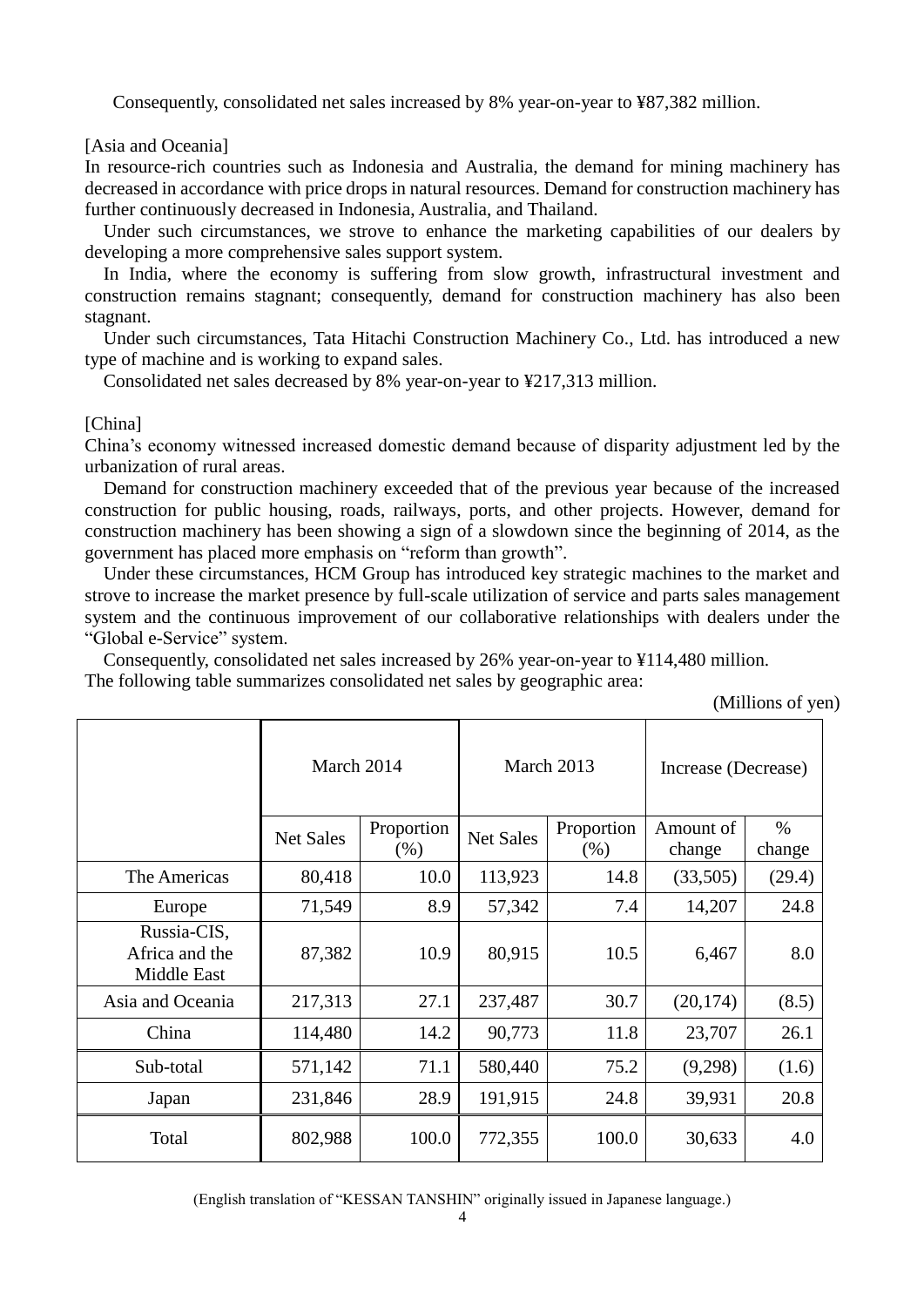Consequently, consolidated net sales increased by 8% year-on-year to ¥87,382 million.

[Asia and Oceania]

In resource-rich countries such as Indonesia and Australia, the demand for mining machinery has decreased in accordance with price drops in natural resources. Demand for construction machinery has further continuously decreased in Indonesia, Australia, and Thailand.

Under such circumstances, we strove to enhance the marketing capabilities of our dealers by developing a more comprehensive sales support system.

In India, where the economy is suffering from slow growth, infrastructural investment and construction remains stagnant; consequently, demand for construction machinery has also been stagnant.

Under such circumstances, Tata Hitachi Construction Machinery Co., Ltd. has introduced a new type of machine and is working to expand sales.

Consolidated net sales decreased by 8% year-on-year to ¥217,313 million.

[China]

China's economy witnessed increased domestic demand because of disparity adjustment led by the urbanization of rural areas.

Demand for construction machinery exceeded that of the previous year because of the increased construction for public housing, roads, railways, ports, and other projects. However, demand for construction machinery has been showing a sign of a slowdown since the beginning of 2014, as the government has placed more emphasis on "reform than growth".

Under these circumstances, HCM Group has introduced key strategic machines to the market and strove to increase the market presence by full-scale utilization of service and parts sales management system and the continuous improvement of our collaborative relationships with dealers under the "Global e-Service" system.

Consequently, consolidated net sales increased by 26% year-on-year to ¥114,480 million.

The following table summarizes consolidated net sales by geographic area:

(Millions of yen)

| | March 2014 | | March 2013 | | Increase (Decrease) | |
|---|---|---|---|---|---|---|
| | Net Sales | Proportion (%) | Net Sales | Proportion (%) | Amount of change | % change |
| The Americas | 80,418 | 10.0 | 113,923 | 14.8 | (33,505) | (29.4) |
| Europe | 71,549 | 8.9 | 57,342 | 7.4 | 14,207 | 24.8 |
| Russia-CIS, Africa and the Middle East | 87,382 | 10.9 | 80,915 | 10.5 | 6,467 | 8.0 |
| Asia and Oceania | 217,313 | 27.1 | 237,487 | 30.7 | (20,174) | (8.5) |
| China | 114,480 | 14.2 | 90,773 | 11.8 | 23,707 | 26.1 |
| Sub-total | 571,142 | 71.1 | 580,440 | 75.2 | (9,298) | (1.6) |
| Japan | 231,846 | 28.9 | 191,915 | 24.8 | 39,931 | 20.8 |
| Total | 802,988 | 100.0 | 772,355 | 100.0 | 30,633 | 4.0 |

(English translation of "KESSAN TANSHIN" originally issued in Japanese language.)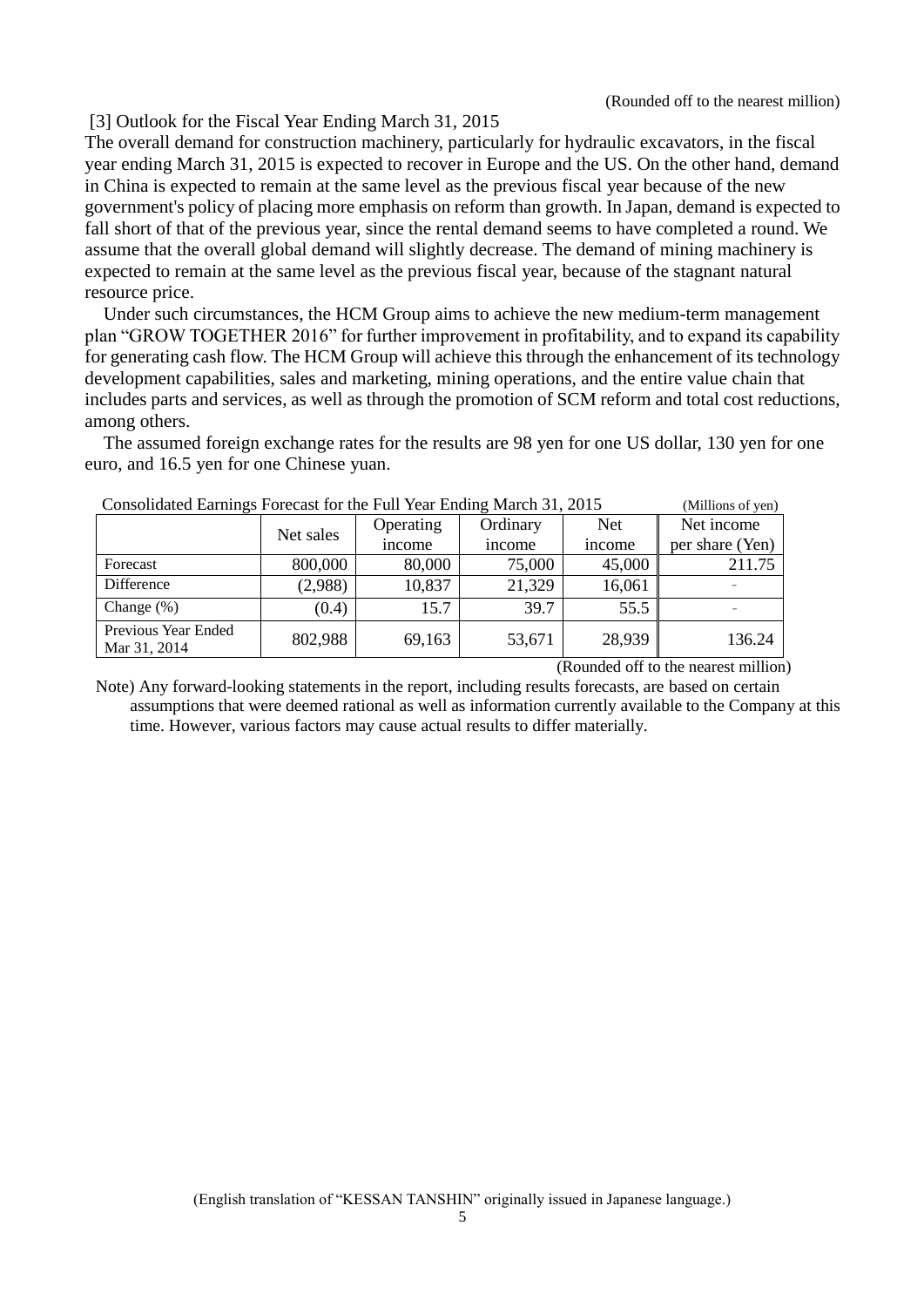(Rounded off to the nearest million)

### [3] Outlook for the Fiscal Year Ending March 31, 2015

The overall demand for construction machinery, particularly for hydraulic excavators, in the fiscal year ending March 31, 2015 is expected to recover in Europe and the US. On the other hand, demand in China is expected to remain at the same level as the previous fiscal year because of the new government's policy of placing more emphasis on reform than growth. In Japan, demand is expected to fall short of that of the previous year, since the rental demand seems to have completed a round. We assume that the overall global demand will slightly decrease. The demand of mining machinery is expected to remain at the same level as the previous fiscal year, because of the stagnant natural resource price.

Under such circumstances, the HCM Group aims to achieve the new medium-term management plan "GROW TOGETHER 2016" for further improvement in profitability, and to expand its capability for generating cash flow. The HCM Group will achieve this through the enhancement of its technology development capabilities, sales and marketing, mining operations, and the entire value chain that includes parts and services, as well as through the promotion of SCM reform and total cost reductions, among others.

The assumed foreign exchange rates for the results are 98 yen for one US dollar, 130 yen for one euro, and 16.5 yen for one Chinese yuan.

Consolidated Earnings Forecast for the Full Year Ending March 31, 2015 (Millions of yen)

| | Net sales | Operating income | Ordinary income | Net income | Net income per share (Yen) |
|---|---|---|---|---|---|
| Forecast | 800,000 | 80,000 | 75,000 | 45,000 | 211.75 |
| Difference | (2,988) | 10,837 | 21,329 | 16,061 | - |
| Change (%) | (0.4) | 15.7 | 39.7 | 55.5 | - |
| Previous Year Ended Mar 31, 2014 | 802,988 | 69,163 | 53,671 | 28,939 | 136.24 |

(Rounded off to the nearest million)

Note) Any forward-looking statements in the report, including results forecasts, are based on certain assumptions that were deemed rational as well as information currently available to the Company at this time. However, various factors may cause actual results to differ materially.

(English translation of "KESSAN TANSHIN" originally issued in Japanese language.)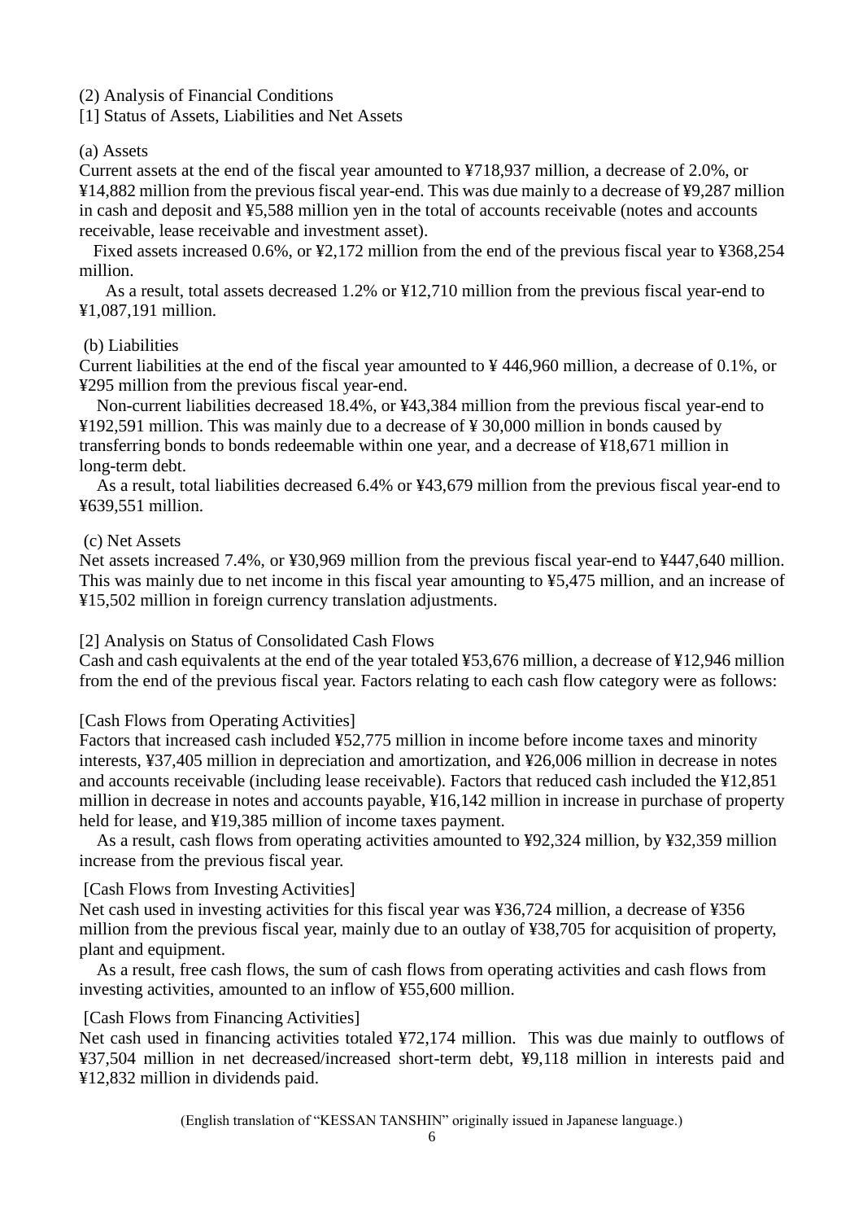## (2) Analysis of Financial Conditions

### [1] Status of Assets, Liabilities and Net Assets

#### (a) Assets

Current assets at the end of the fiscal year amounted to ¥718,937 million, a decrease of 2.0%, or ¥14,882 million from the previous fiscal year-end. This was due mainly to a decrease of ¥9,287 million in cash and deposit and ¥5,588 million yen in the total of accounts receivable (notes and accounts receivable, lease receivable and investment asset).

Fixed assets increased 0.6%, or ¥2,172 million from the end of the previous fiscal year to ¥368,254 million.

As a result, total assets decreased 1.2% or ¥12,710 million from the previous fiscal year-end to ¥1,087,191 million.

#### (b) Liabilities

Current liabilities at the end of the fiscal year amounted to ¥ 446,960 million, a decrease of 0.1%, or ¥295 million from the previous fiscal year-end.

Non-current liabilities decreased 18.4%, or ¥43,384 million from the previous fiscal year-end to ¥192,591 million. This was mainly due to a decrease of ¥ 30,000 million in bonds caused by transferring bonds to bonds redeemable within one year, and a decrease of ¥18,671 million in long-term debt.

As a result, total liabilities decreased 6.4% or ¥43,679 million from the previous fiscal year-end to ¥639,551 million.

#### (c) Net Assets

Net assets increased 7.4%, or ¥30,969 million from the previous fiscal year-end to ¥447,640 million. This was mainly due to net income in this fiscal year amounting to ¥5,475 million, and an increase of ¥15,502 million in foreign currency translation adjustments.

### [2] Analysis on Status of Consolidated Cash Flows

Cash and cash equivalents at the end of the year totaled ¥53,676 million, a decrease of ¥12,946 million from the end of the previous fiscal year. Factors relating to each cash flow category were as follows:

#### [Cash Flows from Operating Activities]

Factors that increased cash included ¥52,775 million in income before income taxes and minority interests, ¥37,405 million in depreciation and amortization, and ¥26,006 million in decrease in notes and accounts receivable (including lease receivable). Factors that reduced cash included the ¥12,851 million in decrease in notes and accounts payable, ¥16,142 million in increase in purchase of property held for lease, and ¥19,385 million of income taxes payment.

As a result, cash flows from operating activities amounted to ¥92,324 million, by ¥32,359 million increase from the previous fiscal year.

#### [Cash Flows from Investing Activities]

Net cash used in investing activities for this fiscal year was ¥36,724 million, a decrease of ¥356 million from the previous fiscal year, mainly due to an outlay of ¥38,705 for acquisition of property, plant and equipment.

As a result, free cash flows, the sum of cash flows from operating activities and cash flows from investing activities, amounted to an inflow of ¥55,600 million.

#### [Cash Flows from Financing Activities]

Net cash used in financing activities totaled ¥72,174 million. This was due mainly to outflows of ¥37,504 million in net decreased/increased short-term debt, ¥9,118 million in interests paid and ¥12,832 million in dividends paid.

(English translation of "KESSAN TANSHIN" originally issued in Japanese language.)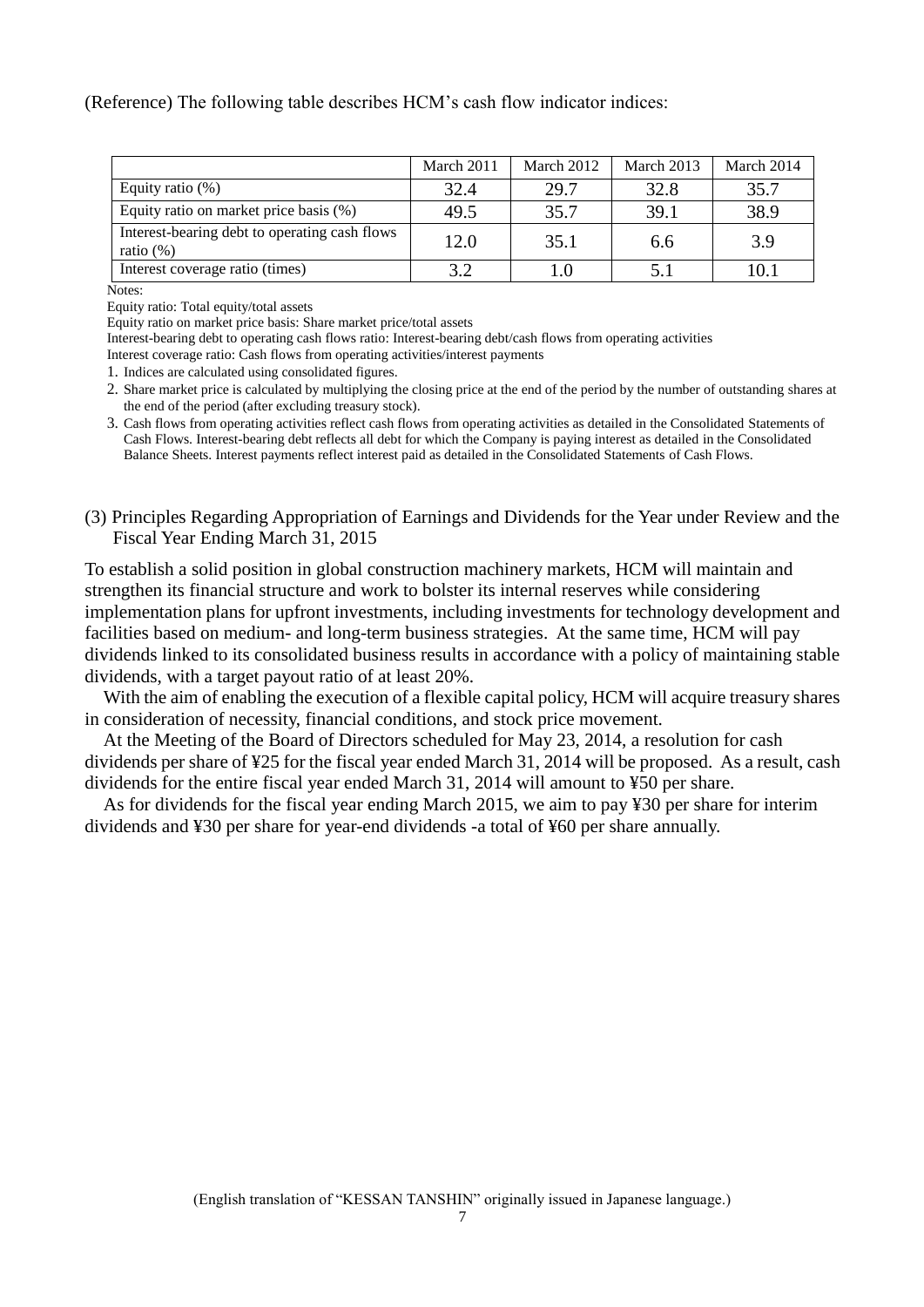(Reference) The following table describes HCM's cash flow indicator indices:

| | March 2011 | March 2012 | March 2013 | March 2014 |
|---|---|---|---|---|
| Equity ratio (%) | 32.4 | 29.7 | 32.8 | 35.7 |
| Equity ratio on market price basis (%) | 49.5 | 35.7 | 39.1 | 38.9 |
| Interest-bearing debt to operating cash flows ratio (%) | 12.0 | 35.1 | 6.6 | 3.9 |
| Interest coverage ratio (times) | 3.2 | 1.0 | 5.1 | 10.1 |

Notes:

Equity ratio: Total equity/total assets

Equity ratio on market price basis: Share market price/total assets

Interest-bearing debt to operating cash flows ratio: Interest-bearing debt/cash flows from operating activities

Interest coverage ratio: Cash flows from operating activities/interest payments

1. Indices are calculated using consolidated figures.
2. Share market price is calculated by multiplying the closing price at the end of the period by the number of outstanding shares at the end of the period (after excluding treasury stock).
3. Cash flows from operating activities reflect cash flows from operating activities as detailed in the Consolidated Statements of Cash Flows. Interest-bearing debt reflects all debt for which the Company is paying interest as detailed in the Consolidated Balance Sheets. Interest payments reflect interest paid as detailed in the Consolidated Statements of Cash Flows.

### (3) Principles Regarding Appropriation of Earnings and Dividends for the Year under Review and the Fiscal Year Ending March 31, 2015

To establish a solid position in global construction machinery markets, HCM will maintain and strengthen its financial structure and work to bolster its internal reserves while considering implementation plans for upfront investments, including investments for technology development and facilities based on medium- and long-term business strategies. At the same time, HCM will pay dividends linked to its consolidated business results in accordance with a policy of maintaining stable dividends, with a target payout ratio of at least 20%.

With the aim of enabling the execution of a flexible capital policy, HCM will acquire treasury shares in consideration of necessity, financial conditions, and stock price movement.

At the Meeting of the Board of Directors scheduled for May 23, 2014, a resolution for cash dividends per share of ¥25 for the fiscal year ended March 31, 2014 will be proposed. As a result, cash dividends for the entire fiscal year ended March 31, 2014 will amount to ¥50 per share.

As for dividends for the fiscal year ending March 2015, we aim to pay ¥30 per share for interim dividends and ¥30 per share for year-end dividends -a total of ¥60 per share annually.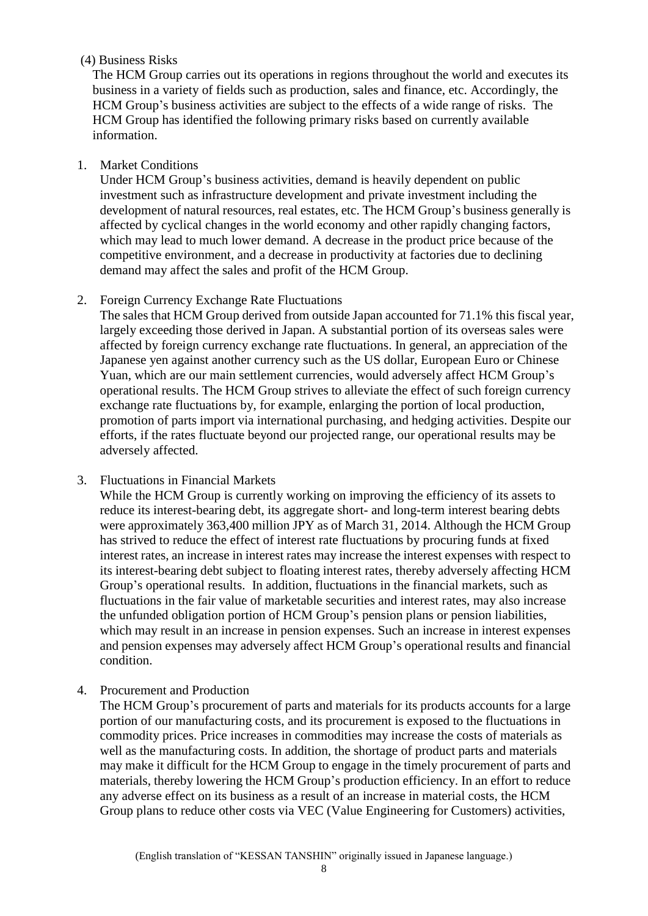(4) Business Risks

The HCM Group carries out its operations in regions throughout the world and executes its business in a variety of fields such as production, sales and finance, etc. Accordingly, the HCM Group's business activities are subject to the effects of a wide range of risks. The HCM Group has identified the following primary risks based on currently available information.

1. Market Conditions

   Under HCM Group's business activities, demand is heavily dependent on public investment such as infrastructure development and private investment including the development of natural resources, real estates, etc. The HCM Group's business generally is affected by cyclical changes in the world economy and other rapidly changing factors, which may lead to much lower demand. A decrease in the product price because of the competitive environment, and a decrease in productivity at factories due to declining demand may affect the sales and profit of the HCM Group.

2. Foreign Currency Exchange Rate Fluctuations

   The sales that HCM Group derived from outside Japan accounted for 71.1% this fiscal year, largely exceeding those derived in Japan. A substantial portion of its overseas sales were affected by foreign currency exchange rate fluctuations. In general, an appreciation of the Japanese yen against another currency such as the US dollar, European Euro or Chinese Yuan, which are our main settlement currencies, would adversely affect HCM Group's operational results. The HCM Group strives to alleviate the effect of such foreign currency exchange rate fluctuations by, for example, enlarging the portion of local production, promotion of parts import via international purchasing, and hedging activities. Despite our efforts, if the rates fluctuate beyond our projected range, our operational results may be adversely affected.

3. Fluctuations in Financial Markets

   While the HCM Group is currently working on improving the efficiency of its assets to reduce its interest-bearing debt, its aggregate short- and long-term interest bearing debts were approximately 363,400 million JPY as of March 31, 2014. Although the HCM Group has strived to reduce the effect of interest rate fluctuations by procuring funds at fixed interest rates, an increase in interest rates may increase the interest expenses with respect to its interest-bearing debt subject to floating interest rates, thereby adversely affecting HCM Group's operational results. In addition, fluctuations in the financial markets, such as fluctuations in the fair value of marketable securities and interest rates, may also increase the unfunded obligation portion of HCM Group's pension plans or pension liabilities, which may result in an increase in pension expenses. Such an increase in interest expenses and pension expenses may adversely affect HCM Group's operational results and financial condition.

4. Procurement and Production

   The HCM Group's procurement of parts and materials for its products accounts for a large portion of our manufacturing costs, and its procurement is exposed to the fluctuations in commodity prices. Price increases in commodities may increase the costs of materials as well as the manufacturing costs. In addition, the shortage of product parts and materials may make it difficult for the HCM Group to engage in the timely procurement of parts and materials, thereby lowering the HCM Group's production efficiency. In an effort to reduce any adverse effect on its business as a result of an increase in material costs, the HCM Group plans to reduce other costs via VEC (Value Engineering for Customers) activities,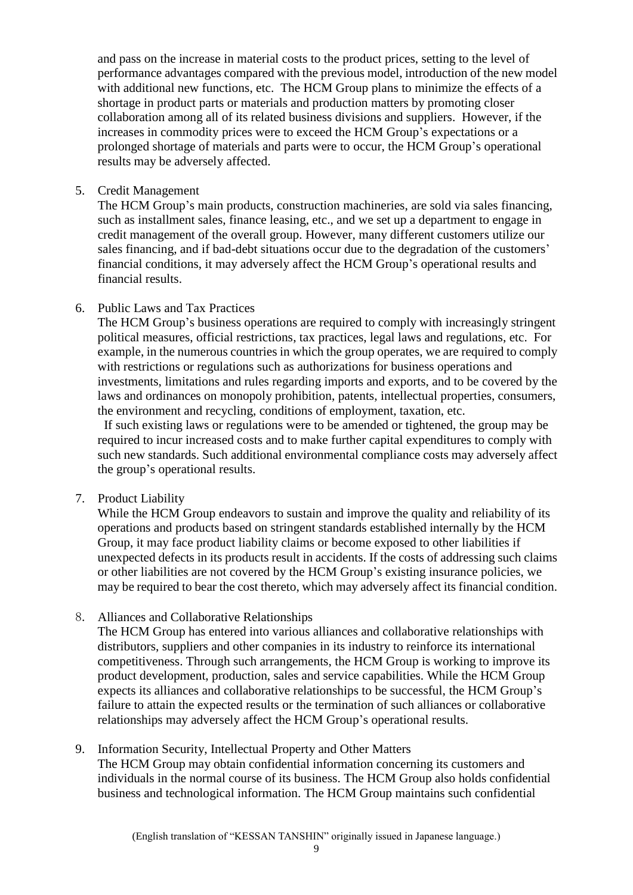and pass on the increase in material costs to the product prices, setting to the level of performance advantages compared with the previous model, introduction of the new model with additional new functions, etc. The HCM Group plans to minimize the effects of a shortage in product parts or materials and production matters by promoting closer collaboration among all of its related business divisions and suppliers. However, if the increases in commodity prices were to exceed the HCM Group's expectations or a prolonged shortage of materials and parts were to occur, the HCM Group's operational results may be adversely affected.

5. Credit Management

   The HCM Group's main products, construction machineries, are sold via sales financing, such as installment sales, finance leasing, etc., and we set up a department to engage in credit management of the overall group. However, many different customers utilize our sales financing, and if bad-debt situations occur due to the degradation of the customers' financial conditions, it may adversely affect the HCM Group's operational results and financial results.

6. Public Laws and Tax Practices

   The HCM Group's business operations are required to comply with increasingly stringent political measures, official restrictions, tax practices, legal laws and regulations, etc. For example, in the numerous countries in which the group operates, we are required to comply with restrictions or regulations such as authorizations for business operations and investments, limitations and rules regarding imports and exports, and to be covered by the laws and ordinances on monopoly prohibition, patents, intellectual properties, consumers, the environment and recycling, conditions of employment, taxation, etc.

   If such existing laws or regulations were to be amended or tightened, the group may be required to incur increased costs and to make further capital expenditures to comply with such new standards. Such additional environmental compliance costs may adversely affect the group's operational results.

7. Product Liability

   While the HCM Group endeavors to sustain and improve the quality and reliability of its operations and products based on stringent standards established internally by the HCM Group, it may face product liability claims or become exposed to other liabilities if unexpected defects in its products result in accidents. If the costs of addressing such claims or other liabilities are not covered by the HCM Group's existing insurance policies, we may be required to bear the cost thereto, which may adversely affect its financial condition.

8. Alliances and Collaborative Relationships

   The HCM Group has entered into various alliances and collaborative relationships with distributors, suppliers and other companies in its industry to reinforce its international competitiveness. Through such arrangements, the HCM Group is working to improve its product development, production, sales and service capabilities. While the HCM Group expects its alliances and collaborative relationships to be successful, the HCM Group's failure to attain the expected results or the termination of such alliances or collaborative relationships may adversely affect the HCM Group's operational results.

9. Information Security, Intellectual Property and Other Matters

   The HCM Group may obtain confidential information concerning its customers and individuals in the normal course of its business. The HCM Group also holds confidential business and technological information. The HCM Group maintains such confidential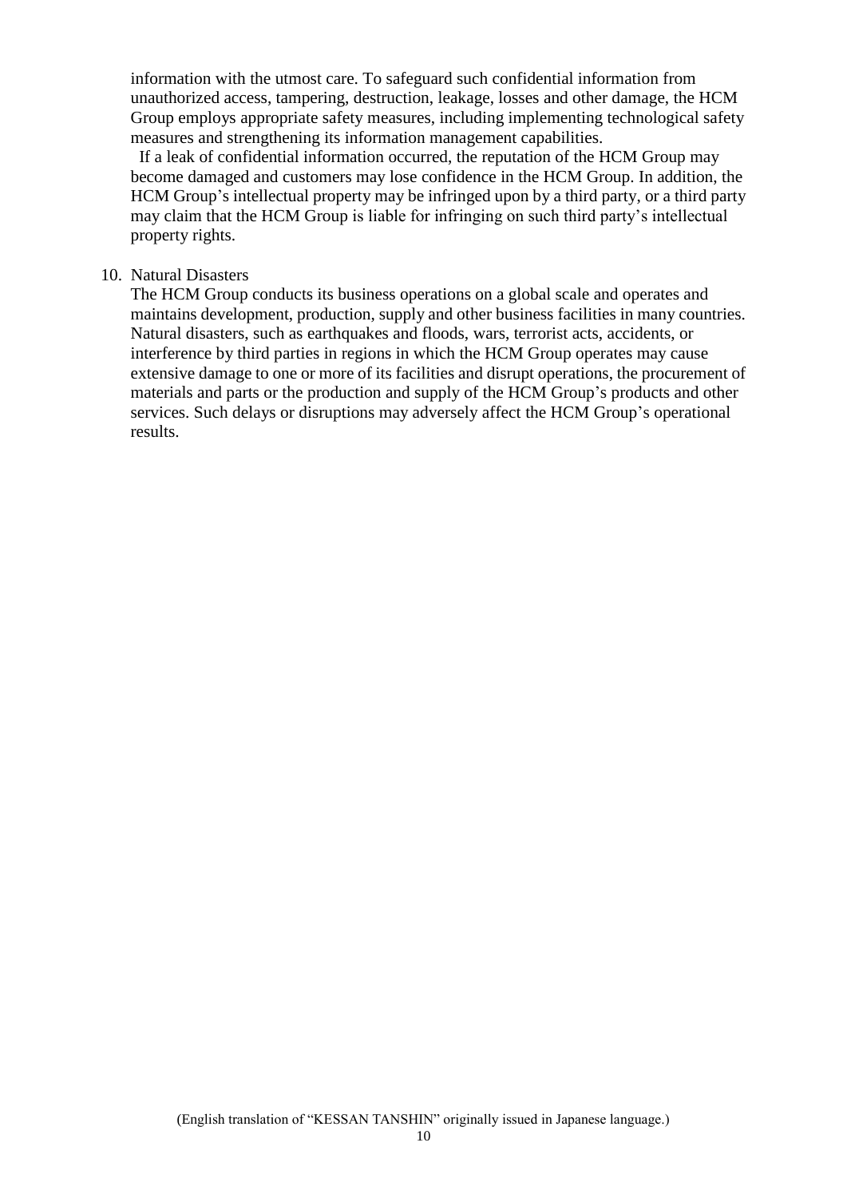information with the utmost care. To safeguard such confidential information from unauthorized access, tampering, destruction, leakage, losses and other damage, the HCM Group employs appropriate safety measures, including implementing technological safety measures and strengthening its information management capabilities.

If a leak of confidential information occurred, the reputation of the HCM Group may become damaged and customers may lose confidence in the HCM Group. In addition, the HCM Group's intellectual property may be infringed upon by a third party, or a third party may claim that the HCM Group is liable for infringing on such third party's intellectual property rights.

10. Natural Disasters

The HCM Group conducts its business operations on a global scale and operates and maintains development, production, supply and other business facilities in many countries. Natural disasters, such as earthquakes and floods, wars, terrorist acts, accidents, or interference by third parties in regions in which the HCM Group operates may cause extensive damage to one or more of its facilities and disrupt operations, the procurement of materials and parts or the production and supply of the HCM Group's products and other services. Such delays or disruptions may adversely affect the HCM Group's operational results.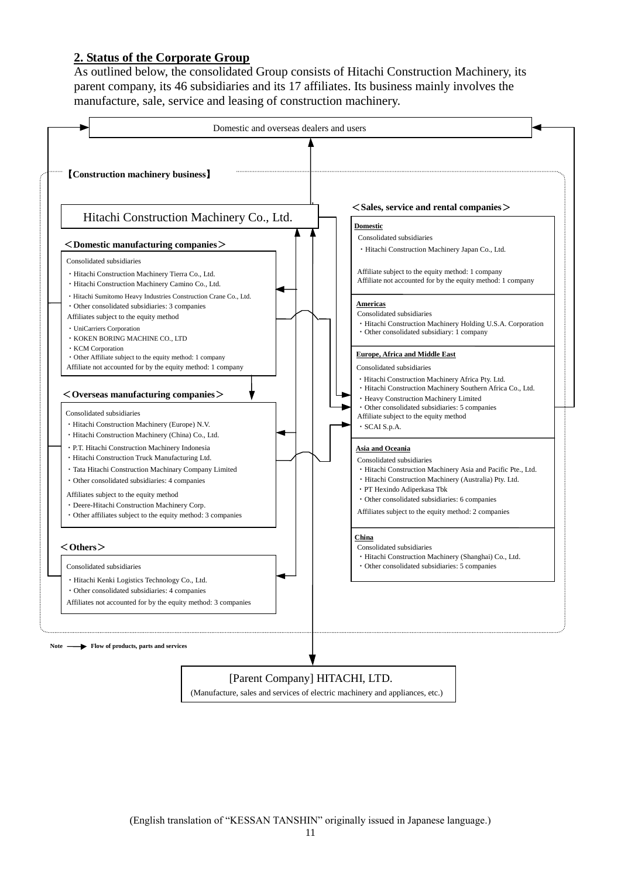## 2. Status of the Corporate Group

As outlined below, the consolidated Group consists of Hitachi Construction Machinery, its parent company, its 46 subsidiaries and its 17 affiliates. Its business mainly involves the manufacture, sale, service and leasing of construction machinery.

Domestic and overseas dealers and users

【Construction machinery business】

Hitachi Construction Machinery Co., Ltd.

**＜Domestic manufacturing companies＞**

Consolidated subsidiaries
- Hitachi Construction Machinery Tierra Co., Ltd.
- Hitachi Construction Machinery Camino Co., Ltd.
- Hitachi Sumitomo Heavy Industries Construction Crane Co., Ltd.
- Other consolidated subsidiaries: 3 companies

Affiliates subject to the equity method
- UniCarriers Corporation
- KOKEN BORING MACHINE CO., LTD
- KCM Corporation
- Other Affiliate subject to the equity method: 1 company

Affiliate not accounted for by the equity method: 1 company

**＜Overseas manufacturing companies＞**

Consolidated subsidiaries
- Hitachi Construction Machinery (Europe) N.V.
- Hitachi Construction Machinery (China) Co., Ltd.
- P.T. Hitachi Construction Machinery Indonesia
- Hitachi Construction Truck Manufacturing Ltd.
- Tata Hitachi Construction Machinary Company Limited
- Other consolidated subsidiaries: 4 companies

Affiliates subject to the equity method
- Deere-Hitachi Construction Machinery Corp.
- Other affiliates subject to the equity method: 3 companies

**＜Others＞**

Consolidated subsidiaries
- Hitachi Kenki Logistics Technology Co., Ltd.
- Other consolidated subsidiaries: 4 companies

Affiliates not accounted for by the equity method: 3 companies

**＜Sales, service and rental companies＞**

**Domestic**

Consolidated subsidiaries
- Hitachi Construction Machinery Japan Co., Ltd.

Affiliate subject to the equity method: 1 company
Affiliate not accounted for by the equity method: 1 company

**Americas**

Consolidated subsidiaries
- Hitachi Construction Machinery Holding U.S.A. Corporation
- Other consolidated subsidiary: 1 company

**Europe, Africa and Middle East**

Consolidated subsidiaries
- Hitachi Construction Machinery Africa Pty. Ltd.
- Hitachi Construction Machinery Southern Africa Co., Ltd.
- Heavy Construction Machinery Limited
- Other consolidated subsidiaries: 5 companies

Affiliate subject to the equity method
- SCAI S.p.A.

**Asia and Oceania**

Consolidated subsidiaries
- Hitachi Construction Machinery Asia and Pacific Pte., Ltd.
- Hitachi Construction Machinery (Australia) Pty. Ltd.
- PT Hexindo Adiperkasa Tbk
- Other consolidated subsidiaries: 6 companies

Affiliates subject to the equity method: 2 companies

**China**

Consolidated subsidiaries
- Hitachi Construction Machinery (Shanghai) Co., Ltd.
- Other consolidated subsidiaries: 5 companies

**Note** ⟶ **Flow of products, parts and services**

[Parent Company] HITACHI, LTD.
(Manufacture, sales and services of electric machinery and appliances, etc.)

(English translation of "KESSAN TANSHIN" originally issued in Japanese language.)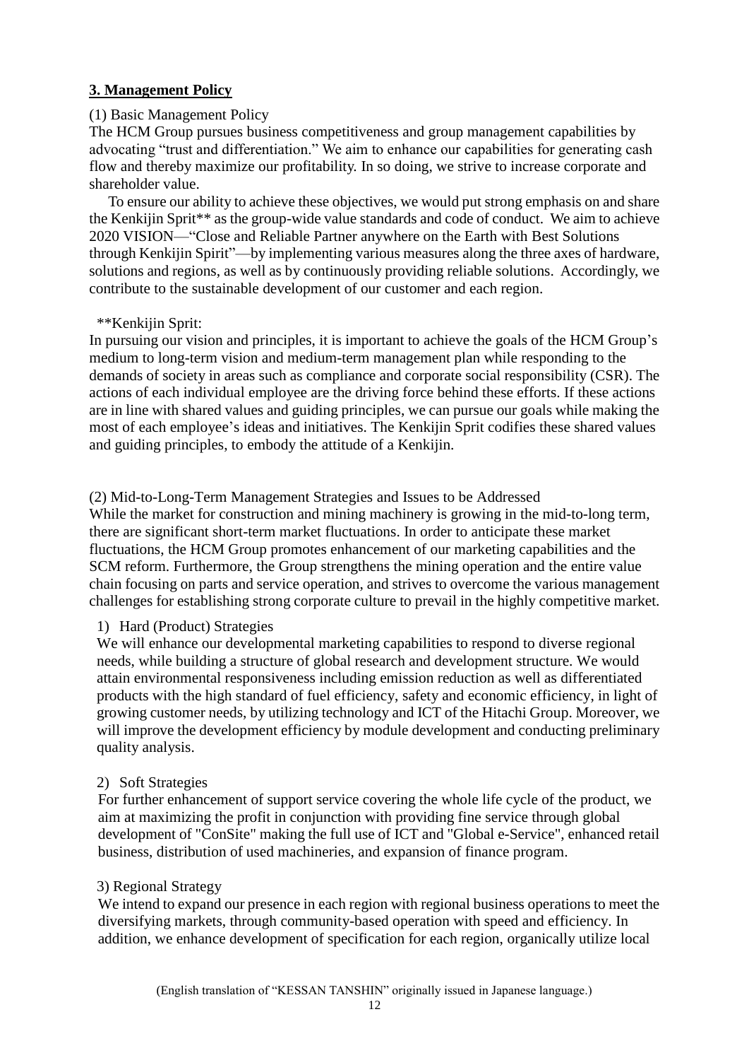## **3. Management Policy**

(1) Basic Management Policy

The HCM Group pursues business competitiveness and group management capabilities by advocating "trust and differentiation." We aim to enhance our capabilities for generating cash flow and thereby maximize our profitability. In so doing, we strive to increase corporate and shareholder value.

To ensure our ability to achieve these objectives, we would put strong emphasis on and share the Kenkijin Sprit** as the group-wide value standards and code of conduct. We aim to achieve 2020 VISION—"Close and Reliable Partner anywhere on the Earth with Best Solutions through Kenkijin Spirit"—by implementing various measures along the three axes of hardware, solutions and regions, as well as by continuously providing reliable solutions. Accordingly, we contribute to the sustainable development of our customer and each region.

**Kenkijin Sprit:

In pursuing our vision and principles, it is important to achieve the goals of the HCM Group's medium to long-term vision and medium-term management plan while responding to the demands of society in areas such as compliance and corporate social responsibility (CSR). The actions of each individual employee are the driving force behind these efforts. If these actions are in line with shared values and guiding principles, we can pursue our goals while making the most of each employee's ideas and initiatives. The Kenkijin Sprit codifies these shared values and guiding principles, to embody the attitude of a Kenkijin.

(2) Mid-to-Long-Term Management Strategies and Issues to be Addressed

While the market for construction and mining machinery is growing in the mid-to-long term, there are significant short-term market fluctuations. In order to anticipate these market fluctuations, the HCM Group promotes enhancement of our marketing capabilities and the SCM reform. Furthermore, the Group strengthens the mining operation and the entire value chain focusing on parts and service operation, and strives to overcome the various management challenges for establishing strong corporate culture to prevail in the highly competitive market.

1) Hard (Product) Strategies

We will enhance our developmental marketing capabilities to respond to diverse regional needs, while building a structure of global research and development structure. We would attain environmental responsiveness including emission reduction as well as differentiated products with the high standard of fuel efficiency, safety and economic efficiency, in light of growing customer needs, by utilizing technology and ICT of the Hitachi Group. Moreover, we will improve the development efficiency by module development and conducting preliminary quality analysis.

2) Soft Strategies

For further enhancement of support service covering the whole life cycle of the product, we aim at maximizing the profit in conjunction with providing fine service through global development of "ConSite" making the full use of ICT and "Global e-Service", enhanced retail business, distribution of used machineries, and expansion of finance program.

3) Regional Strategy

We intend to expand our presence in each region with regional business operations to meet the diversifying markets, through community-based operation with speed and efficiency. In addition, we enhance development of specification for each region, organically utilize local

(English translation of "KESSAN TANSHIN" originally issued in Japanese language.)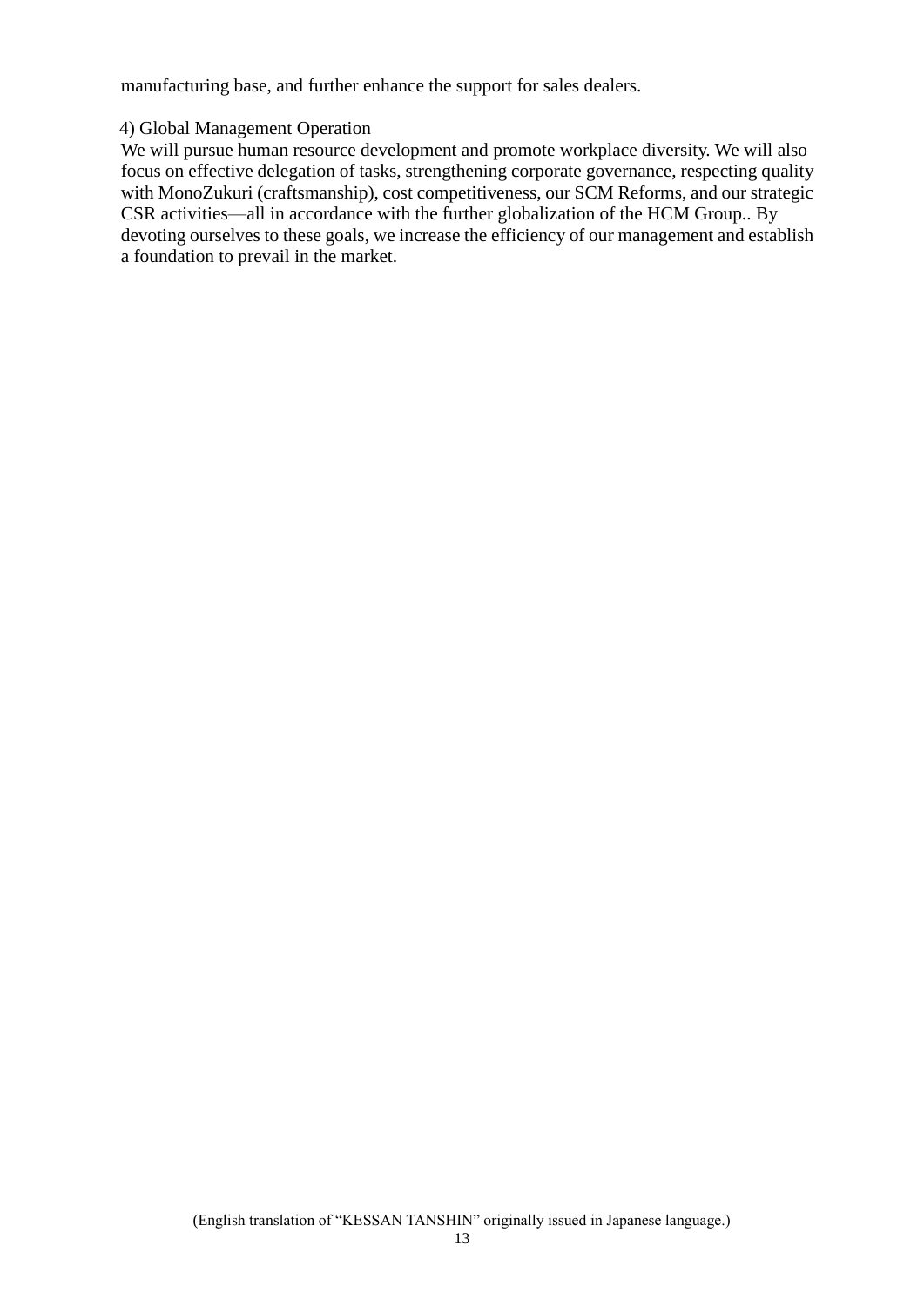manufacturing base, and further enhance the support for sales dealers.

4) Global Management Operation

We will pursue human resource development and promote workplace diversity. We will also focus on effective delegation of tasks, strengthening corporate governance, respecting quality with MonoZukuri (craftsmanship), cost competitiveness, our SCM Reforms, and our strategic CSR activities—all in accordance with the further globalization of the HCM Group.. By devoting ourselves to these goals, we increase the efficiency of our management and establish a foundation to prevail in the market.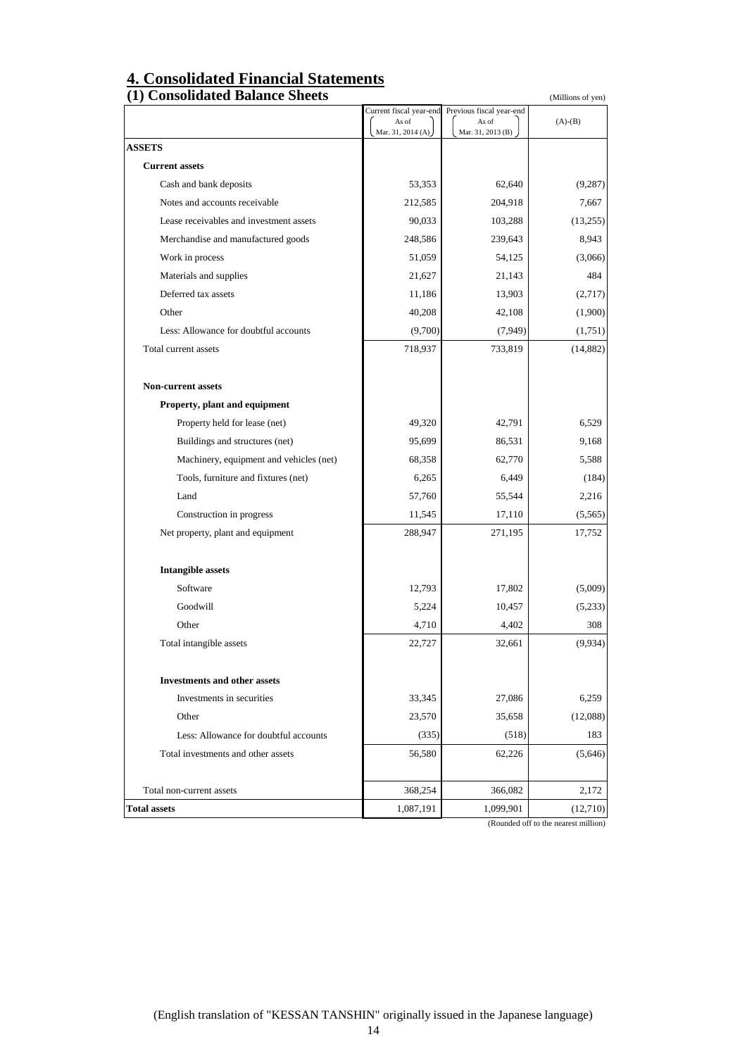## 4. Consolidated Financial Statements

### (1) Consolidated Balance Sheets

(Millions of yen)

| | Current fiscal year-end As of Mar. 31, 2014 (A) | Previous fiscal year-end As of Mar. 31, 2013 (B) | (A)-(B) |
|---|---|---|---|
| **ASSETS** | | | |
| **Current assets** | | | |
| Cash and bank deposits | 53,353 | 62,640 | (9,287) |
| Notes and accounts receivable | 212,585 | 204,918 | 7,667 |
| Lease receivables and investment assets | 90,033 | 103,288 | (13,255) |
| Merchandise and manufactured goods | 248,586 | 239,643 | 8,943 |
| Work in process | 51,059 | 54,125 | (3,066) |
| Materials and supplies | 21,627 | 21,143 | 484 |
| Deferred tax assets | 11,186 | 13,903 | (2,717) |
| Other | 40,208 | 42,108 | (1,900) |
| Less: Allowance for doubtful accounts | (9,700) | (7,949) | (1,751) |
| Total current assets | 718,937 | 733,819 | (14,882) |
| **Non-current assets** | | | |
| **Property, plant and equipment** | | | |
| Property held for lease (net) | 49,320 | 42,791 | 6,529 |
| Buildings and structures (net) | 95,699 | 86,531 | 9,168 |
| Machinery, equipment and vehicles (net) | 68,358 | 62,770 | 5,588 |
| Tools, furniture and fixtures (net) | 6,265 | 6,449 | (184) |
| Land | 57,760 | 55,544 | 2,216 |
| Construction in progress | 11,545 | 17,110 | (5,565) |
| Net property, plant and equipment | 288,947 | 271,195 | 17,752 |
| **Intangible assets** | | | |
| Software | 12,793 | 17,802 | (5,009) |
| Goodwill | 5,224 | 10,457 | (5,233) |
| Other | 4,710 | 4,402 | 308 |
| Total intangible assets | 22,727 | 32,661 | (9,934) |
| **Investments and other assets** | | | |
| Investments in securities | 33,345 | 27,086 | 6,259 |
| Other | 23,570 | 35,658 | (12,088) |
| Less: Allowance for doubtful accounts | (335) | (518) | 183 |
| Total investments and other assets | 56,580 | 62,226 | (5,646) |
| Total non-current assets | 368,254 | 366,082 | 2,172 |
| **Total assets** | 1,087,191 | 1,099,901 | (12,710) |

(Rounded off to the nearest million)

(English translation of "KESSAN TANSHIN" originally issued in the Japanese language)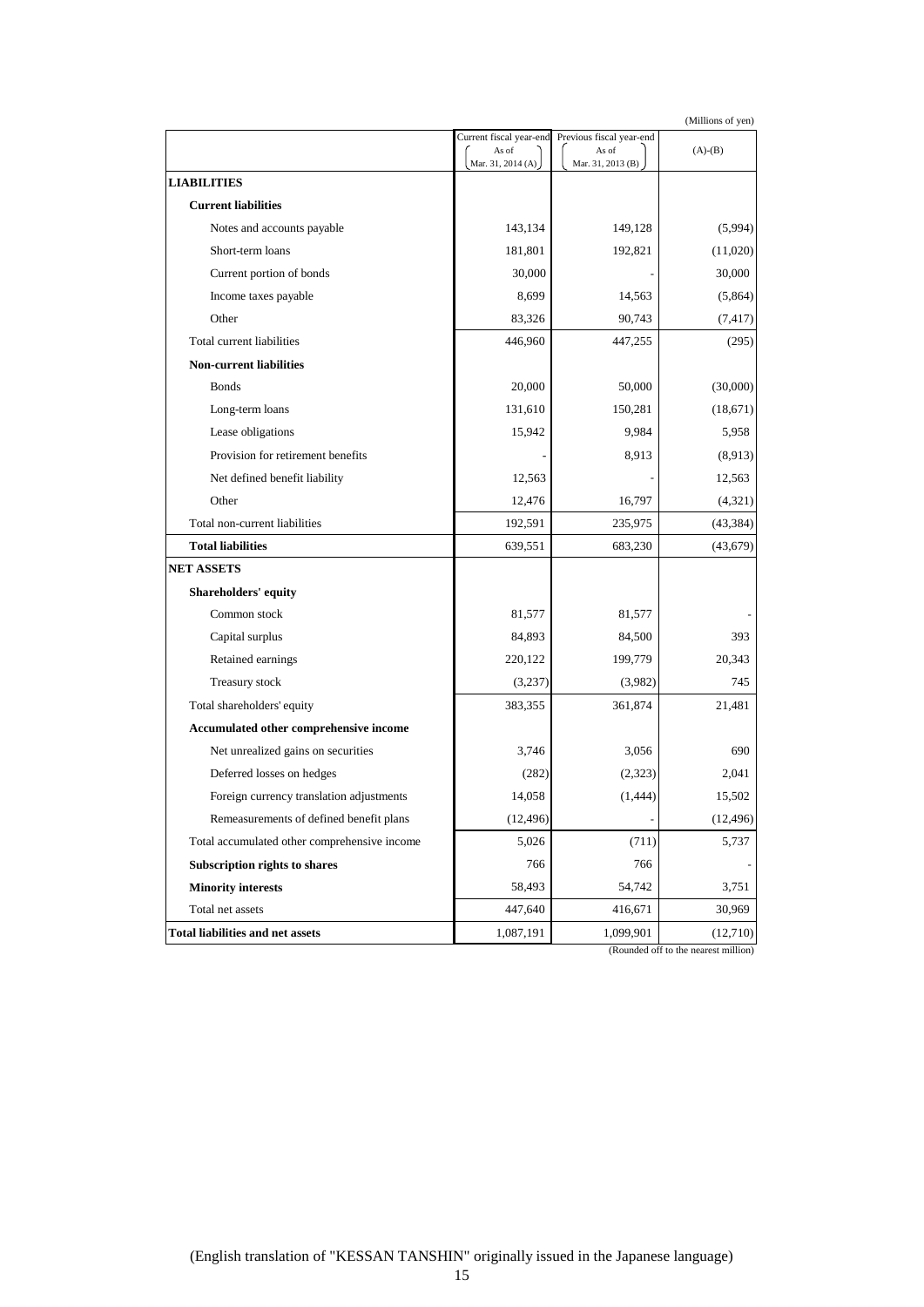(Millions of yen)

| | Current fiscal year-end As of Mar. 31, 2014 (A) | Previous fiscal year-end As of Mar. 31, 2013 (B) | (A)-(B) |
|---|---|---|---|
| **LIABILITIES** | | | |
| **Current liabilities** | | | |
| Notes and accounts payable | 143,134 | 149,128 | (5,994) |
| Short-term loans | 181,801 | 192,821 | (11,020) |
| Current portion of bonds | 30,000 | - | 30,000 |
| Income taxes payable | 8,699 | 14,563 | (5,864) |
| Other | 83,326 | 90,743 | (7,417) |
| Total current liabilities | 446,960 | 447,255 | (295) |
| **Non-current liabilities** | | | |
| Bonds | 20,000 | 50,000 | (30,000) |
| Long-term loans | 131,610 | 150,281 | (18,671) |
| Lease obligations | 15,942 | 9,984 | 5,958 |
| Provision for retirement benefits | - | 8,913 | (8,913) |
| Net defined benefit liability | 12,563 | - | 12,563 |
| Other | 12,476 | 16,797 | (4,321) |
| Total non-current liabilities | 192,591 | 235,975 | (43,384) |
| **Total liabilities** | 639,551 | 683,230 | (43,679) |
| **NET ASSETS** | | | |
| **Shareholders' equity** | | | |
| Common stock | 81,577 | 81,577 | - |
| Capital surplus | 84,893 | 84,500 | 393 |
| Retained earnings | 220,122 | 199,779 | 20,343 |
| Treasury stock | (3,237) | (3,982) | 745 |
| Total shareholders' equity | 383,355 | 361,874 | 21,481 |
| **Accumulated other comprehensive income** | | | |
| Net unrealized gains on securities | 3,746 | 3,056 | 690 |
| Deferred losses on hedges | (282) | (2,323) | 2,041 |
| Foreign currency translation adjustments | 14,058 | (1,444) | 15,502 |
| Remeasurements of defined benefit plans | (12,496) | - | (12,496) |
| Total accumulated other comprehensive income | 5,026 | (711) | 5,737 |
| **Subscription rights to shares** | 766 | 766 | - |
| **Minority interests** | 58,493 | 54,742 | 3,751 |
| Total net assets | 447,640 | 416,671 | 30,969 |
| **Total liabilities and net assets** | 1,087,191 | 1,099,901 | (12,710) |

(Rounded off to the nearest million)

(English translation of "KESSAN TANSHIN" originally issued in the Japanese language)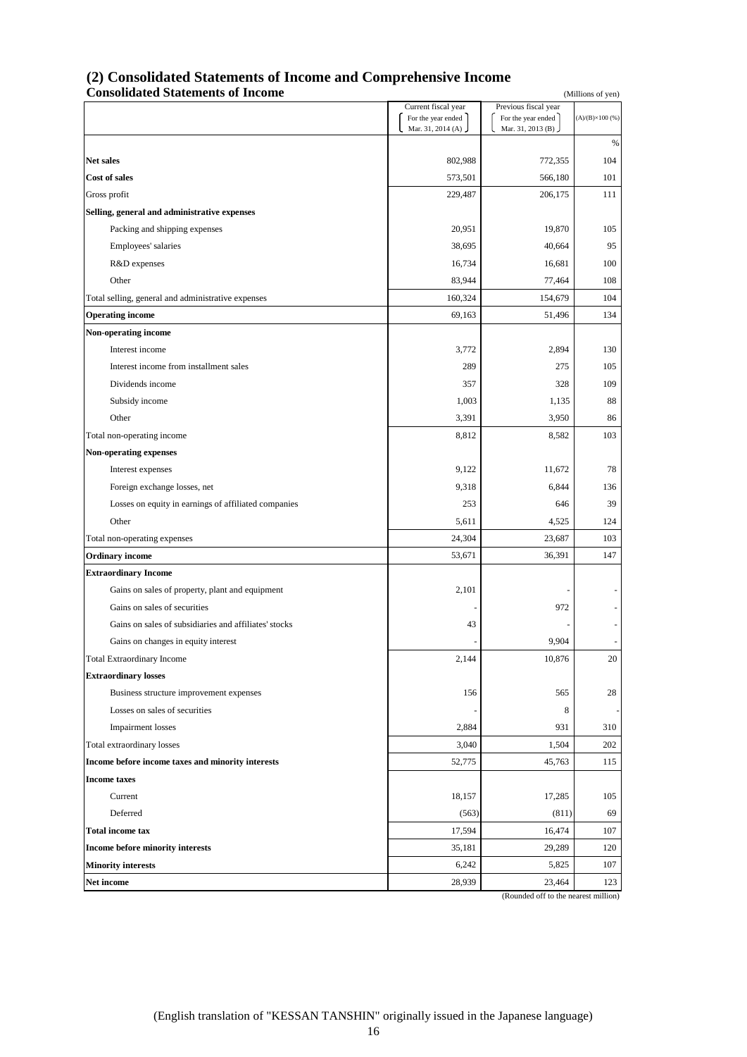## (2) Consolidated Statements of Income and Comprehensive Income

### Consolidated Statements of Income

(Millions of yen)

| | Current fiscal year (For the year ended Mar. 31, 2014 (A)) | Previous fiscal year (For the year ended Mar. 31, 2013 (B)) | (A)/(B)×100 (%) |
|---|---|---|---|
| | | | % |
| **Net sales** | 802,988 | 772,355 | 104 |
| **Cost of sales** | 573,501 | 566,180 | 101 |
| Gross profit | 229,487 | 206,175 | 111 |
| **Selling, general and administrative expenses** | | | |
| Packing and shipping expenses | 20,951 | 19,870 | 105 |
| Employees' salaries | 38,695 | 40,664 | 95 |
| R&D expenses | 16,734 | 16,681 | 100 |
| Other | 83,944 | 77,464 | 108 |
| Total selling, general and administrative expenses | 160,324 | 154,679 | 104 |
| **Operating income** | 69,163 | 51,496 | 134 |
| **Non-operating income** | | | |
| Interest income | 3,772 | 2,894 | 130 |
| Interest income from installment sales | 289 | 275 | 105 |
| Dividends income | 357 | 328 | 109 |
| Subsidy income | 1,003 | 1,135 | 88 |
| Other | 3,391 | 3,950 | 86 |
| Total non-operating income | 8,812 | 8,582 | 103 |
| **Non-operating expenses** | | | |
| Interest expenses | 9,122 | 11,672 | 78 |
| Foreign exchange losses, net | 9,318 | 6,844 | 136 |
| Losses on equity in earnings of affiliated companies | 253 | 646 | 39 |
| Other | 5,611 | 4,525 | 124 |
| Total non-operating expenses | 24,304 | 23,687 | 103 |
| **Ordinary income** | 53,671 | 36,391 | 147 |
| **Extraordinary Income** | | | |
| Gains on sales of property, plant and equipment | 2,101 | - | - |
| Gains on sales of securities | - | 972 | - |
| Gains on sales of subsidiaries and affiliates' stocks | 43 | - | - |
| Gains on changes in equity interest | - | 9,904 | - |
| Total Extraordinary Income | 2,144 | 10,876 | 20 |
| **Extraordinary losses** | | | |
| Business structure improvement expenses | 156 | 565 | 28 |
| Losses on sales of securities | - | 8 | - |
| Impairment losses | 2,884 | 931 | 310 |
| Total extraordinary losses | 3,040 | 1,504 | 202 |
| **Income before income taxes and minority interests** | 52,775 | 45,763 | 115 |
| **Income taxes** | | | |
| Current | 18,157 | 17,285 | 105 |
| Deferred | (563) | (811) | 69 |
| **Total income tax** | 17,594 | 16,474 | 107 |
| **Income before minority interests** | 35,181 | 29,289 | 120 |
| **Minority interests** | 6,242 | 5,825 | 107 |
| **Net income** | 28,939 | 23,464 | 123 |

(Rounded off to the nearest million)

(English translation of "KESSAN TANSHIN" originally issued in the Japanese language)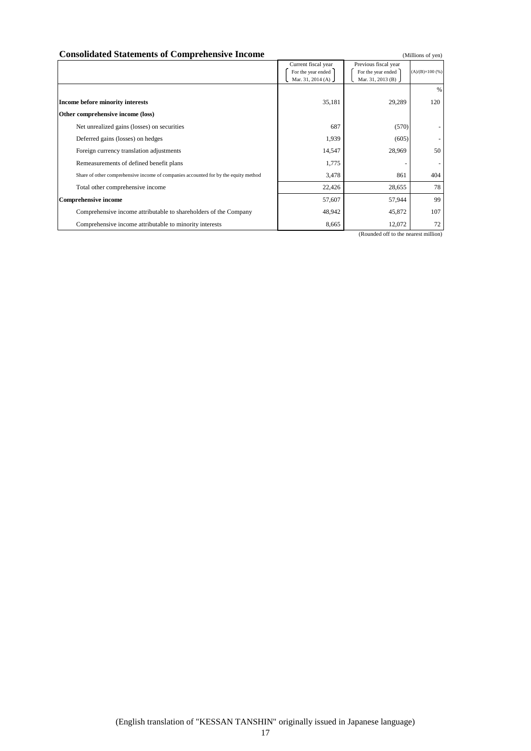## Consolidated Statements of Comprehensive Income

(Millions of yen)

| | Current fiscal year (For the year ended Mar. 31, 2014 (A)) | Previous fiscal year (For the year ended Mar. 31, 2013 (B)) | (A)/(B)×100 (%) |
|---|---|---|---|
| | | | % |
| **Income before minority interests** | 35,181 | 29,289 | 120 |
| **Other comprehensive income (loss)** | | | |
| Net unrealized gains (losses) on securities | 687 | (570) | - |
| Deferred gains (losses) on hedges | 1,939 | (605) | - |
| Foreign currency translation adjustments | 14,547 | 28,969 | 50 |
| Remeasurements of defined benefit plans | 1,775 | - | - |
| Share of other comprehensive income of companies accounted for by the equity method | 3,478 | 861 | 404 |
| Total other comprehensive income | 22,426 | 28,655 | 78 |
| **Comprehensive income** | 57,607 | 57,944 | 99 |
| Comprehensive income attributable to shareholders of the Company | 48,942 | 45,872 | 107 |
| Comprehensive income attributable to minority interests | 8,665 | 12,072 | 72 |

(Rounded off to the nearest million)

(English translation of "KESSAN TANSHIN" originally issued in Japanese language)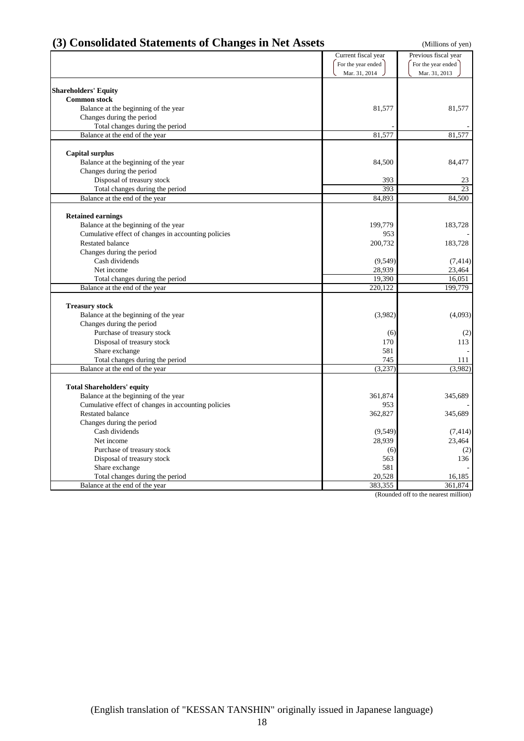## (3) Consolidated Statements of Changes in Net Assets

(Millions of yen)

| | Current fiscal year (For the year ended Mar. 31, 2014) | Previous fiscal year (For the year ended Mar. 31, 2013) |
|---|---|---|
| **Shareholders' Equity** | | |
| **Common stock** | | |
| Balance at the beginning of the year | 81,577 | 81,577 |
| Changes during the period | | |
| Total changes during the period | - | - |
| Balance at the end of the year | 81,577 | 81,577 |
| **Capital surplus** | | |
| Balance at the beginning of the year | 84,500 | 84,477 |
| Changes during the period | | |
| Disposal of treasury stock | 393 | 23 |
| Total changes during the period | 393 | 23 |
| Balance at the end of the year | 84,893 | 84,500 |
| **Retained earnings** | | |
| Balance at the beginning of the year | 199,779 | 183,728 |
| Cumulative effect of changes in accounting policies | 953 | - |
| Restated balance | 200,732 | 183,728 |
| Changes during the period | | |
| Cash dividends | (9,549) | (7,414) |
| Net income | 28,939 | 23,464 |
| Total changes during the period | 19,390 | 16,051 |
| Balance at the end of the year | 220,122 | 199,779 |
| **Treasury stock** | | |
| Balance at the beginning of the year | (3,982) | (4,093) |
| Changes during the period | | |
| Purchase of treasury stock | (6) | (2) |
| Disposal of treasury stock | 170 | 113 |
| Share exchange | 581 | - |
| Total changes during the period | 745 | 111 |
| Balance at the end of the year | (3,237) | (3,982) |
| **Total Shareholders' equity** | | |
| Balance at the beginning of the year | 361,874 | 345,689 |
| Cumulative effect of changes in accounting policies | 953 | - |
| Restated balance | 362,827 | 345,689 |
| Changes during the period | | |
| Cash dividends | (9,549) | (7,414) |
| Net income | 28,939 | 23,464 |
| Purchase of treasury stock | (6) | (2) |
| Disposal of treasury stock | 563 | 136 |
| Share exchange | 581 | - |
| Total changes during the period | 20,528 | 16,185 |
| Balance at the end of the year | 383,355 | 361,874 |

(Rounded off to the nearest million)

(English translation of "KESSAN TANSHIN" originally issued in Japanese language)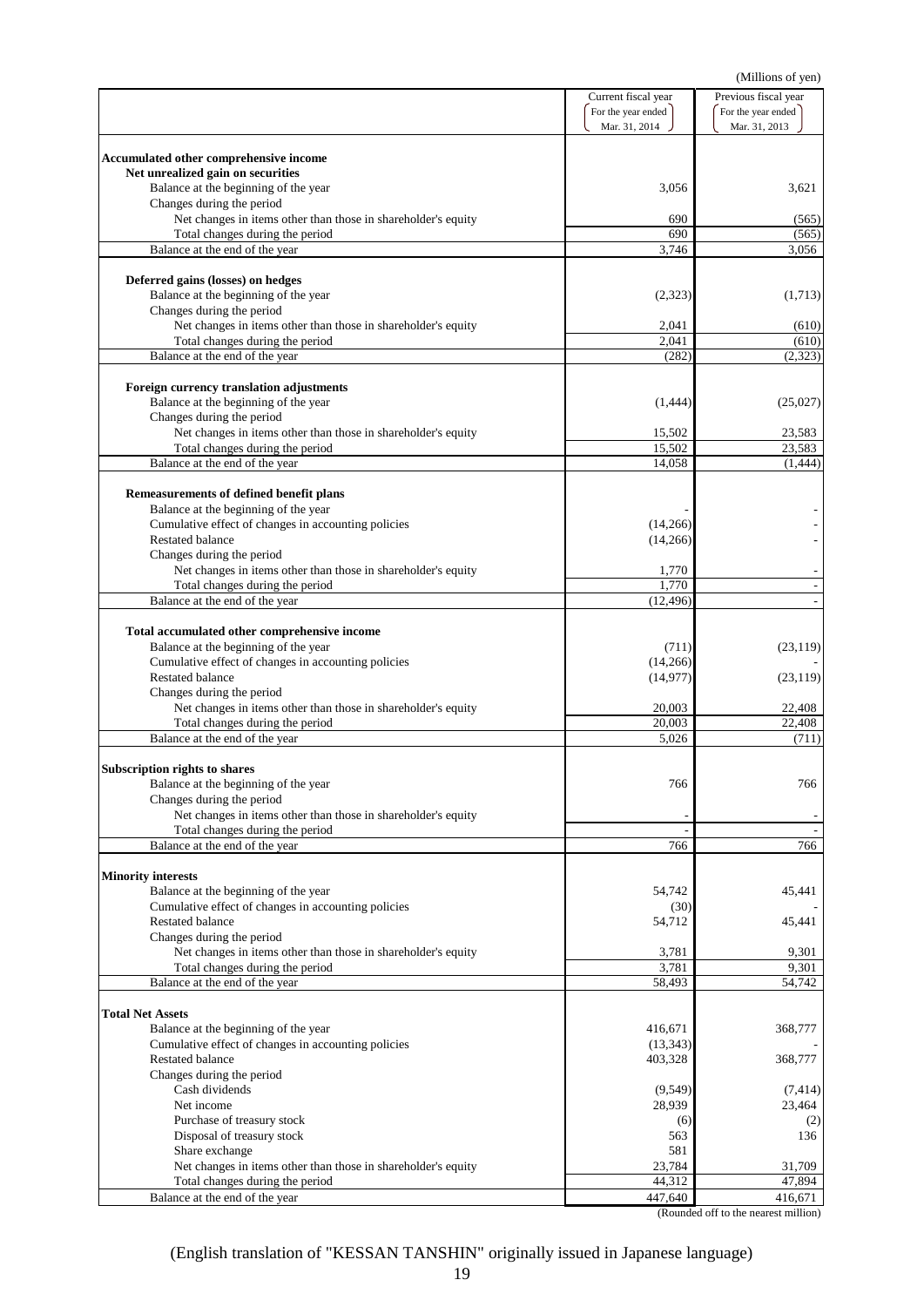(Millions of yen)

| | Current fiscal year (For the year ended Mar. 31, 2014) | Previous fiscal year (For the year ended Mar. 31, 2013) |
|---|---|---|
| **Accumulated other comprehensive income** | | |
| **Net unrealized gain on securities** | | |
| Balance at the beginning of the year | 3,056 | 3,621 |
| Changes during the period | | |
| Net changes in items other than those in shareholder's equity | 690 | (565) |
| Total changes during the period | 690 | (565) |
| Balance at the end of the year | 3,746 | 3,056 |
| **Deferred gains (losses) on hedges** | | |
| Balance at the beginning of the year | (2,323) | (1,713) |
| Changes during the period | | |
| Net changes in items other than those in shareholder's equity | 2,041 | (610) |
| Total changes during the period | 2,041 | (610) |
| Balance at the end of the year | (282) | (2,323) |
| **Foreign currency translation adjustments** | | |
| Balance at the beginning of the year | (1,444) | (25,027) |
| Changes during the period | | |
| Net changes in items other than those in shareholder's equity | 15,502 | 23,583 |
| Total changes during the period | 15,502 | 23,583 |
| Balance at the end of the year | 14,058 | (1,444) |
| **Remeasurements of defined benefit plans** | | |
| Balance at the beginning of the year | - | - |
| Cumulative effect of changes in accounting policies | (14,266) | - |
| Restated balance | (14,266) | - |
| Changes during the period | | |
| Net changes in items other than those in shareholder's equity | 1,770 | - |
| Total changes during the period | 1,770 | - |
| Balance at the end of the year | (12,496) | - |
| **Total accumulated other comprehensive income** | | |
| Balance at the beginning of the year | (711) | (23,119) |
| Cumulative effect of changes in accounting policies | (14,266) | - |
| Restated balance | (14,977) | (23,119) |
| Changes during the period | | |
| Net changes in items other than those in shareholder's equity | 20,003 | 22,408 |
| Total changes during the period | 20,003 | 22,408 |
| Balance at the end of the year | 5,026 | (711) |
| **Subscription rights to shares** | | |
| Balance at the beginning of the year | 766 | 766 |
| Changes during the period | | |
| Net changes in items other than those in shareholder's equity | - | - |
| Total changes during the period | - | - |
| Balance at the end of the year | 766 | 766 |
| **Minority interests** | | |
| Balance at the beginning of the year | 54,742 | 45,441 |
| Cumulative effect of changes in accounting policies | (30) | - |
| Restated balance | 54,712 | 45,441 |
| Changes during the period | | |
| Net changes in items other than those in shareholder's equity | 3,781 | 9,301 |
| Total changes during the period | 3,781 | 9,301 |
| Balance at the end of the year | 58,493 | 54,742 |
| **Total Net Assets** | | |
| Balance at the beginning of the year | 416,671 | 368,777 |
| Cumulative effect of changes in accounting policies | (13,343) | - |
| Restated balance | 403,328 | 368,777 |
| Changes during the period | | |
| Cash dividends | (9,549) | (7,414) |
| Net income | 28,939 | 23,464 |
| Purchase of treasury stock | (6) | (2) |
| Disposal of treasury stock | 563 | 136 |
| Share exchange | 581 | |
| Net changes in items other than those in shareholder's equity | 23,784 | 31,709 |
| Total changes during the period | 44,312 | 47,894 |
| Balance at the end of the year | 447,640 | 416,671 |

(Rounded off to the nearest million)

(English translation of "KESSAN TANSHIN" originally issued in Japanese language)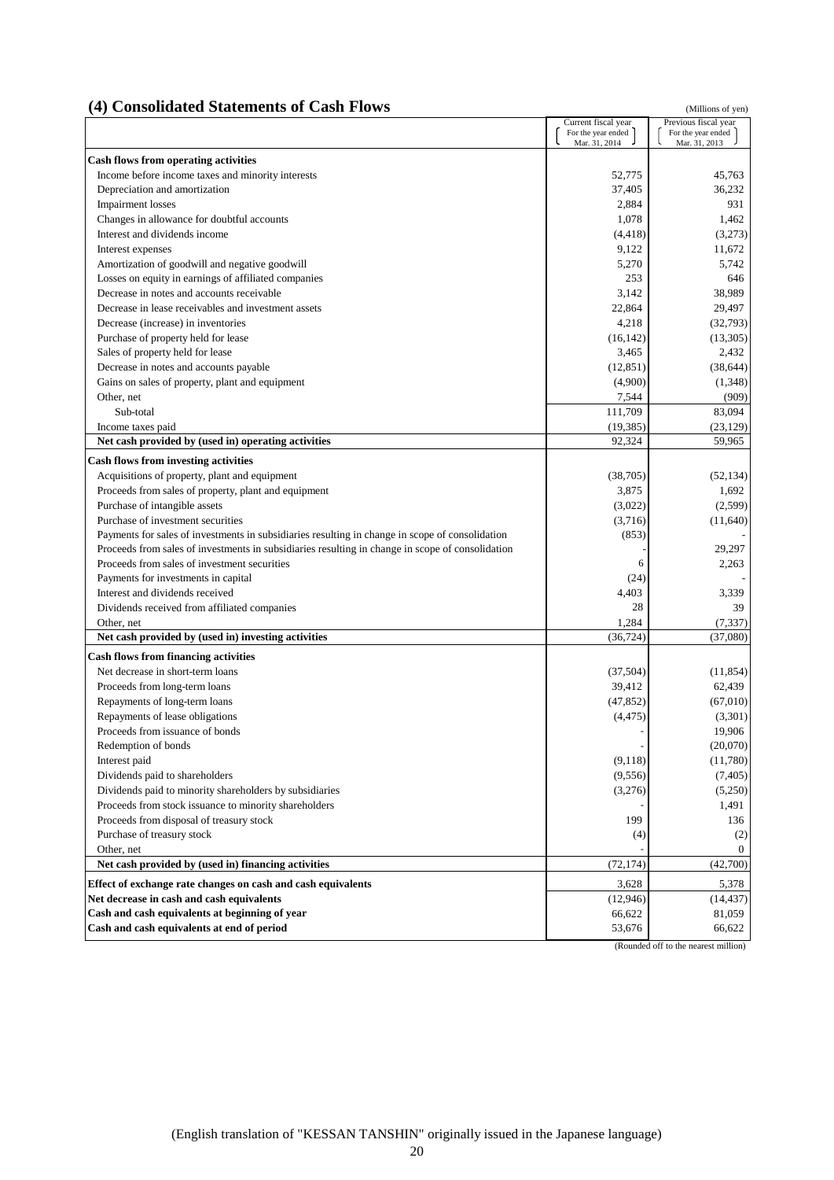## (4) Consolidated Statements of Cash Flows

(Millions of yen)

| | Current fiscal year (For the year ended Mar. 31, 2014) | Previous fiscal year (For the year ended Mar. 31, 2013) |
|---|---|---|
| **Cash flows from operating activities** | | |
| Income before income taxes and minority interests | 52,775 | 45,763 |
| Depreciation and amortization | 37,405 | 36,232 |
| Impairment losses | 2,884 | 931 |
| Changes in allowance for doubtful accounts | 1,078 | 1,462 |
| Interest and dividends income | (4,418) | (3,273) |
| Interest expenses | 9,122 | 11,672 |
| Amortization of goodwill and negative goodwill | 5,270 | 5,742 |
| Losses on equity in earnings of affiliated companies | 253 | 646 |
| Decrease in notes and accounts receivable | 3,142 | 38,989 |
| Decrease in lease receivables and investment assets | 22,864 | 29,497 |
| Decrease (increase) in inventories | 4,218 | (32,793) |
| Purchase of property held for lease | (16,142) | (13,305) |
| Sales of property held for lease | 3,465 | 2,432 |
| Decrease in notes and accounts payable | (12,851) | (38,644) |
| Gains on sales of property, plant and equipment | (4,900) | (1,348) |
| Other, net | 7,544 | (909) |
| Sub-total | 111,709 | 83,094 |
| Income taxes paid | (19,385) | (23,129) |
| **Net cash provided by (used in) operating activities** | 92,324 | 59,965 |
| **Cash flows from investing activities** | | |
| Acquisitions of property, plant and equipment | (38,705) | (52,134) |
| Proceeds from sales of property, plant and equipment | 3,875 | 1,692 |
| Purchase of intangible assets | (3,022) | (2,599) |
| Purchase of investment securities | (3,716) | (11,640) |
| Payments for sales of investments in subsidiaries resulting in change in scope of consolidation | (853) | - |
| Proceeds from sales of investments in subsidiaries resulting in change in scope of consolidation | - | 29,297 |
| Proceeds from sales of investment securities | 6 | 2,263 |
| Payments for investments in capital | (24) | - |
| Interest and dividends received | 4,403 | 3,339 |
| Dividends received from affiliated companies | 28 | 39 |
| Other, net | 1,284 | (7,337) |
| **Net cash provided by (used in) investing activities** | (36,724) | (37,080) |
| **Cash flows from financing activities** | | |
| Net decrease in short-term loans | (37,504) | (11,854) |
| Proceeds from long-term loans | 39,412 | 62,439 |
| Repayments of long-term loans | (47,852) | (67,010) |
| Repayments of lease obligations | (4,475) | (3,301) |
| Proceeds from issuance of bonds | - | 19,906 |
| Redemption of bonds | - | (20,070) |
| Interest paid | (9,118) | (11,780) |
| Dividends paid to shareholders | (9,556) | (7,405) |
| Dividends paid to minority shareholders by subsidiaries | (3,276) | (5,250) |
| Proceeds from stock issuance to minority shareholders | - | 1,491 |
| Proceeds from disposal of treasury stock | 199 | 136 |
| Purchase of treasury stock | (4) | (2) |
| Other, net | - | 0 |
| **Net cash provided by (used in) financing activities** | (72,174) | (42,700) |
| **Effect of exchange rate changes on cash and cash equivalents** | 3,628 | 5,378 |
| **Net decrease in cash and cash equivalents** | (12,946) | (14,437) |
| **Cash and cash equivalents at beginning of year** | 66,622 | 81,059 |
| **Cash and cash equivalents at end of period** | 53,676 | 66,622 |

(Rounded off to the nearest million)

(English translation of "KESSAN TANSHIN" originally issued in the Japanese language)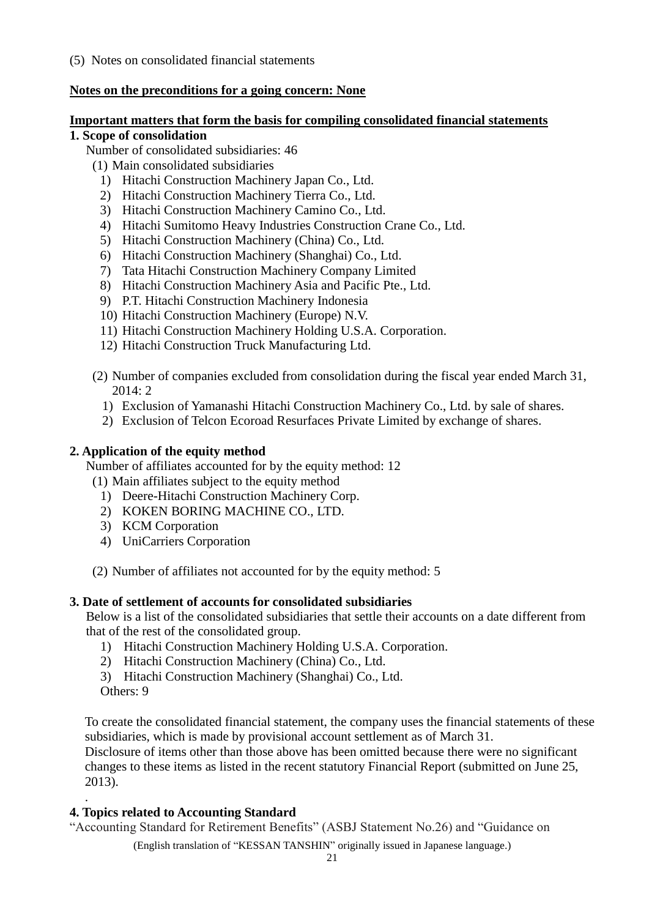(5) Notes on consolidated financial statements

**Notes on the preconditions for a going concern: None**

**Important matters that form the basis for compiling consolidated financial statements**

**1. Scope of consolidation**

Number of consolidated subsidiaries: 46

(1) Main consolidated subsidiaries

1) Hitachi Construction Machinery Japan Co., Ltd.
2) Hitachi Construction Machinery Tierra Co., Ltd.
3) Hitachi Construction Machinery Camino Co., Ltd.
4) Hitachi Sumitomo Heavy Industries Construction Crane Co., Ltd.
5) Hitachi Construction Machinery (China) Co., Ltd.
6) Hitachi Construction Machinery (Shanghai) Co., Ltd.
7) Tata Hitachi Construction Machinery Company Limited
8) Hitachi Construction Machinery Asia and Pacific Pte., Ltd.
9) P.T. Hitachi Construction Machinery Indonesia
10) Hitachi Construction Machinery (Europe) N.V.
11) Hitachi Construction Machinery Holding U.S.A. Corporation.
12) Hitachi Construction Truck Manufacturing Ltd.

(2) Number of companies excluded from consolidation during the fiscal year ended March 31, 2014: 2

1) Exclusion of Yamanashi Hitachi Construction Machinery Co., Ltd. by sale of shares.
2) Exclusion of Telcon Ecoroad Resurfaces Private Limited by exchange of shares.

**2. Application of the equity method**

Number of affiliates accounted for by the equity method: 12

(1) Main affiliates subject to the equity method

1) Deere-Hitachi Construction Machinery Corp.
2) KOKEN BORING MACHINE CO., LTD.
3) KCM Corporation
4) UniCarriers Corporation

(2) Number of affiliates not accounted for by the equity method: 5

**3. Date of settlement of accounts for consolidated subsidiaries**

Below is a list of the consolidated subsidiaries that settle their accounts on a date different from that of the rest of the consolidated group.

1) Hitachi Construction Machinery Holding U.S.A. Corporation.
2) Hitachi Construction Machinery (China) Co., Ltd.
3) Hitachi Construction Machinery (Shanghai) Co., Ltd.

Others: 9

To create the consolidated financial statement, the company uses the financial statements of these subsidiaries, which is made by provisional account settlement as of March 31.
Disclosure of items other than those above has been omitted because there were no significant changes to these items as listed in the recent statutory Financial Report (submitted on June 25, 2013).

.

**4. Topics related to Accounting Standard**

"Accounting Standard for Retirement Benefits" (ASBJ Statement No.26) and "Guidance on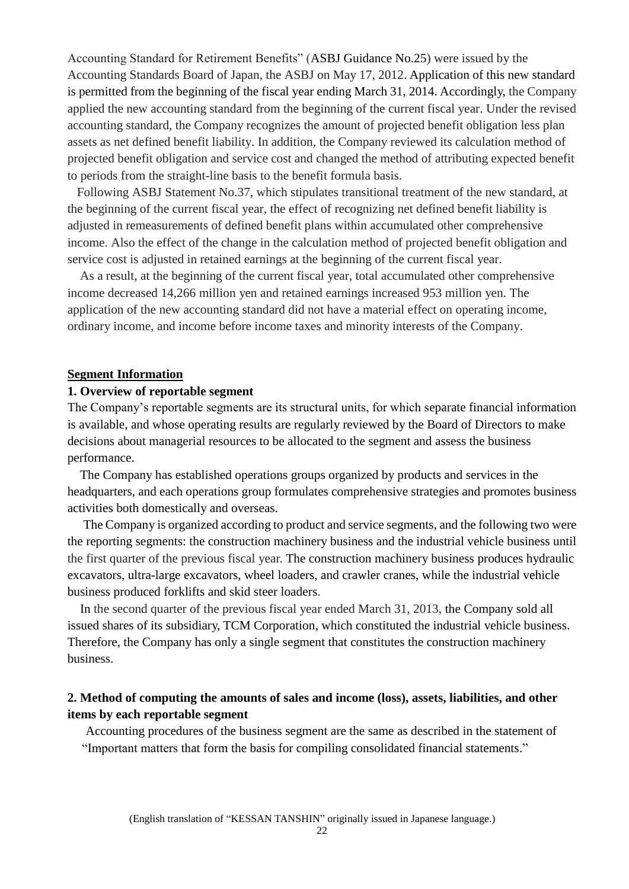Accounting Standard for Retirement Benefits" (ASBJ Guidance No.25) were issued by the Accounting Standards Board of Japan, the ASBJ on May 17, 2012. Application of this new standard is permitted from the beginning of the fiscal year ending March 31, 2014. Accordingly, the Company applied the new accounting standard from the beginning of the current fiscal year. Under the revised accounting standard, the Company recognizes the amount of projected benefit obligation less plan assets as net defined benefit liability. In addition, the Company reviewed its calculation method of projected benefit obligation and service cost and changed the method of attributing expected benefit to periods from the straight-line basis to the benefit formula basis.

Following ASBJ Statement No.37, which stipulates transitional treatment of the new standard, at the beginning of the current fiscal year, the effect of recognizing net defined benefit liability is adjusted in remeasurements of defined benefit plans within accumulated other comprehensive income. Also the effect of the change in the calculation method of projected benefit obligation and service cost is adjusted in retained earnings at the beginning of the current fiscal year.

As a result, at the beginning of the current fiscal year, total accumulated other comprehensive income decreased 14,266 million yen and retained earnings increased 953 million yen. The application of the new accounting standard did not have a material effect on operating income, ordinary income, and income before income taxes and minority interests of the Company.

## Segment Information

### 1. Overview of reportable segment

The Company's reportable segments are its structural units, for which separate financial information is available, and whose operating results are regularly reviewed by the Board of Directors to make decisions about managerial resources to be allocated to the segment and assess the business performance.

The Company has established operations groups organized by products and services in the headquarters, and each operations group formulates comprehensive strategies and promotes business activities both domestically and overseas.

The Company is organized according to product and service segments, and the following two were the reporting segments: the construction machinery business and the industrial vehicle business until the first quarter of the previous fiscal year. The construction machinery business produces hydraulic excavators, ultra-large excavators, wheel loaders, and crawler cranes, while the industrial vehicle business produced forklifts and skid steer loaders.

In the second quarter of the previous fiscal year ended March 31, 2013, the Company sold all issued shares of its subsidiary, TCM Corporation, which constituted the industrial vehicle business. Therefore, the Company has only a single segment that constitutes the construction machinery business.

### 2. Method of computing the amounts of sales and income (loss), assets, liabilities, and other items by each reportable segment

Accounting procedures of the business segment are the same as described in the statement of "Important matters that form the basis for compiling consolidated financial statements."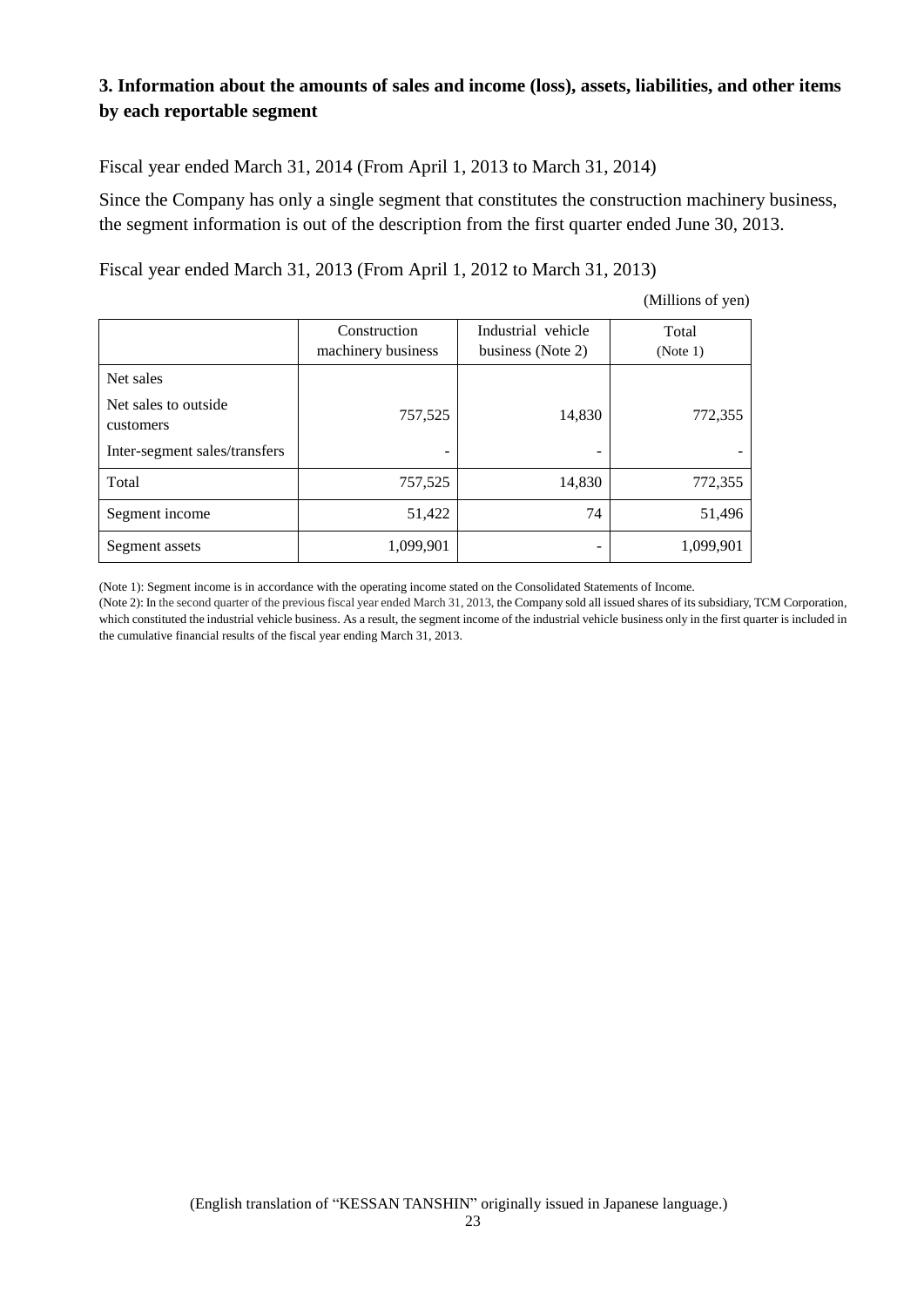### 3. Information about the amounts of sales and income (loss), assets, liabilities, and other items by each reportable segment

Fiscal year ended March 31, 2014 (From April 1, 2013 to March 31, 2014)

Since the Company has only a single segment that constitutes the construction machinery business, the segment information is out of the description from the first quarter ended June 30, 2013.

Fiscal year ended March 31, 2013 (From April 1, 2012 to March 31, 2013)

(Millions of yen)

| | Construction machinery business | Industrial vehicle business (Note 2) | Total (Note 1) |
|---|---|---|---|
| Net sales | | | |
| Net sales to outside customers | 757,525 | 14,830 | 772,355 |
| Inter-segment sales/transfers | - | - | - |
| Total | 757,525 | 14,830 | 772,355 |
| Segment income | 51,422 | 74 | 51,496 |
| Segment assets | 1,099,901 | - | 1,099,901 |

(Note 1): Segment income is in accordance with the operating income stated on the Consolidated Statements of Income.

(Note 2): In the second quarter of the previous fiscal year ended March 31, 2013, the Company sold all issued shares of its subsidiary, TCM Corporation, which constituted the industrial vehicle business. As a result, the segment income of the industrial vehicle business only in the first quarter is included in the cumulative financial results of the fiscal year ending March 31, 2013.

(English translation of "KESSAN TANSHIN" originally issued in Japanese language.)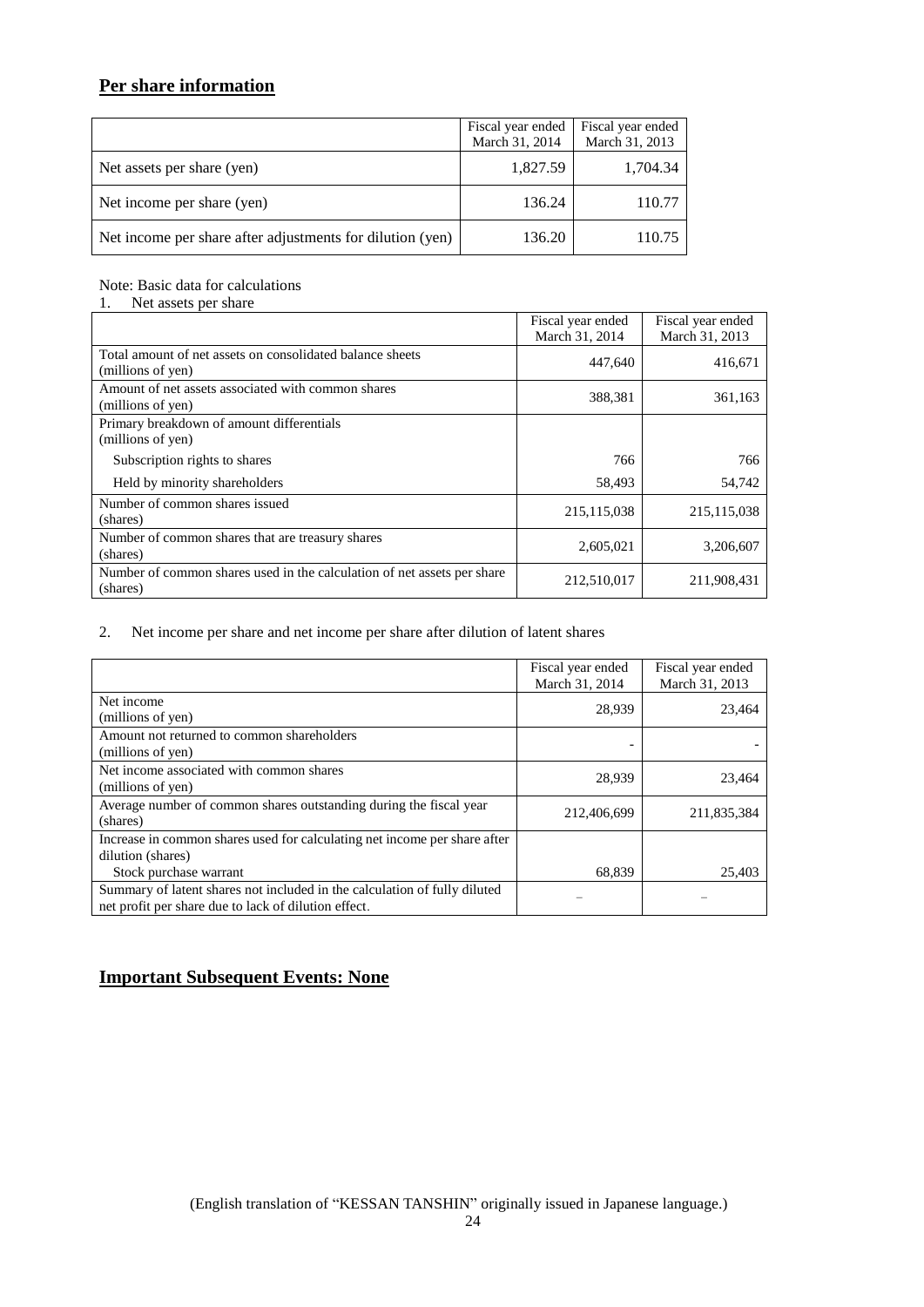## Per share information

| | Fiscal year ended March 31, 2014 | Fiscal year ended March 31, 2013 |
|---|---|---|
| Net assets per share (yen) | 1,827.59 | 1,704.34 |
| Net income per share (yen) | 136.24 | 110.77 |
| Net income per share after adjustments for dilution (yen) | 136.20 | 110.75 |

Note: Basic data for calculations

1. Net assets per share

| | Fiscal year ended March 31, 2014 | Fiscal year ended March 31, 2013 |
|---|---|---|
| Total amount of net assets on consolidated balance sheets (millions of yen) | 447,640 | 416,671 |
| Amount of net assets associated with common shares (millions of yen) | 388,381 | 361,163 |
| Primary breakdown of amount differentials (millions of yen) | | |
| Subscription rights to shares | 766 | 766 |
| Held by minority shareholders | 58,493 | 54,742 |
| Number of common shares issued (shares) | 215,115,038 | 215,115,038 |
| Number of common shares that are treasury shares (shares) | 2,605,021 | 3,206,607 |
| Number of common shares used in the calculation of net assets per share (shares) | 212,510,017 | 211,908,431 |

2. Net income per share and net income per share after dilution of latent shares

| | Fiscal year ended March 31, 2014 | Fiscal year ended March 31, 2013 |
|---|---|---|
| Net income (millions of yen) | 28,939 | 23,464 |
| Amount not returned to common shareholders (millions of yen) | - | - |
| Net income associated with common shares (millions of yen) | 28,939 | 23,464 |
| Average number of common shares outstanding during the fiscal year (shares) | 212,406,699 | 211,835,384 |
| Increase in common shares used for calculating net income per share after dilution (shares) | | |
| Stock purchase warrant | 68,839 | 25,403 |
| Summary of latent shares not included in the calculation of fully diluted net profit per share due to lack of dilution effect. | – | – |

## Important Subsequent Events: None

(English translation of "KESSAN TANSHIN" originally issued in Japanese language.)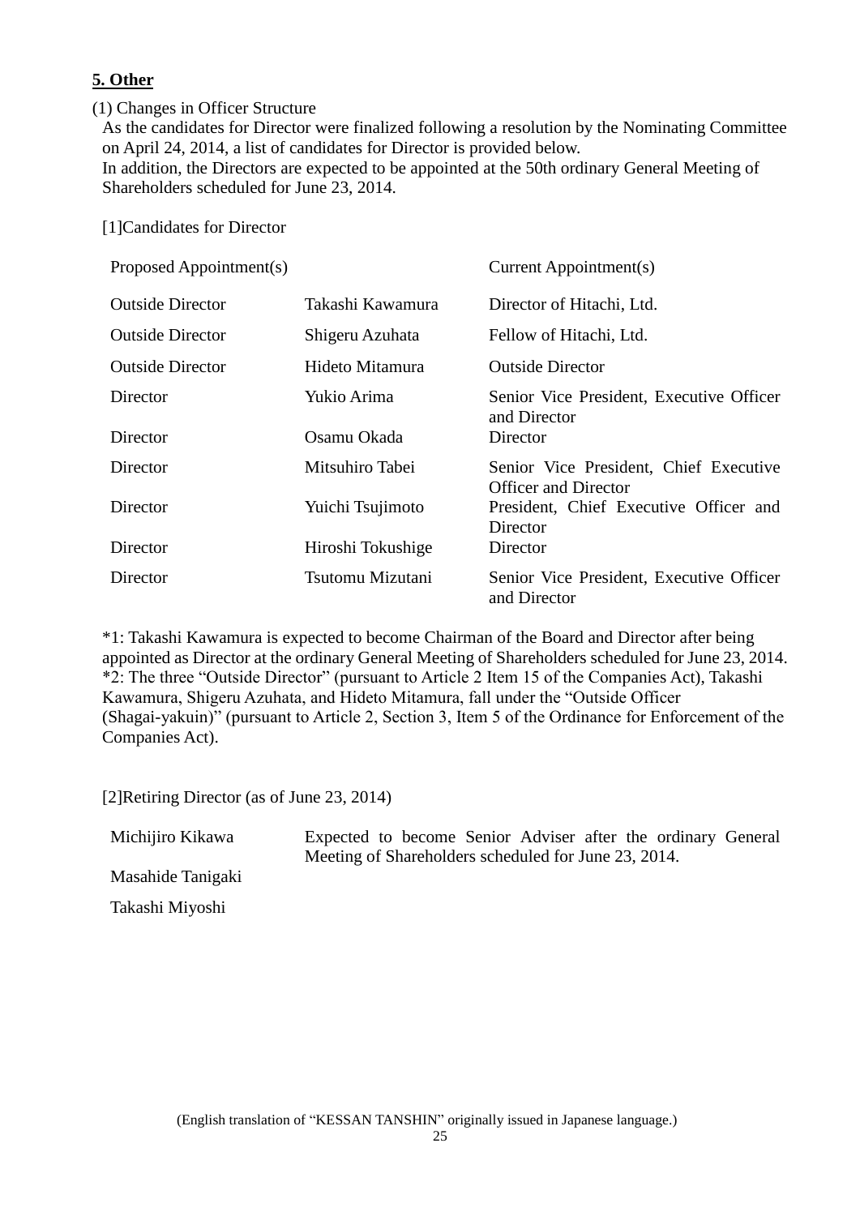## 5. Other

(1) Changes in Officer Structure

As the candidates for Director were finalized following a resolution by the Nominating Committee on April 24, 2014, a list of candidates for Director is provided below.
In addition, the Directors are expected to be appointed at the 50th ordinary General Meeting of Shareholders scheduled for June 23, 2014.

[1]Candidates for Director

| Proposed Appointment(s) | | Current Appointment(s) |
|---|---|---|
| Outside Director | Takashi Kawamura | Director of Hitachi, Ltd. |
| Outside Director | Shigeru Azuhata | Fellow of Hitachi, Ltd. |
| Outside Director | Hideto Mitamura | Outside Director |
| Director | Yukio Arima | Senior Vice President, Executive Officer and Director |
| Director | Osamu Okada | Director |
| Director | Mitsuhiro Tabei | Senior Vice President, Chief Executive Officer and Director |
| Director | Yuichi Tsujimoto | President, Chief Executive Officer and Director |
| Director | Hiroshi Tokushige | Director |
| Director | Tsutomu Mizutani | Senior Vice President, Executive Officer and Director |

*1: Takashi Kawamura is expected to become Chairman of the Board and Director after being appointed as Director at the ordinary General Meeting of Shareholders scheduled for June 23, 2014.
*2: The three "Outside Director" (pursuant to Article 2 Item 15 of the Companies Act), Takashi Kawamura, Shigeru Azuhata, and Hideto Mitamura, fall under the "Outside Officer (Shagai-yakuin)" (pursuant to Article 2, Section 3, Item 5 of the Ordinance for Enforcement of the Companies Act).

[2]Retiring Director (as of June 23, 2014)

| | |
|---|---|
| Michijiro Kikawa | Expected to become Senior Adviser after the ordinary General Meeting of Shareholders scheduled for June 23, 2014. |
| Masahide Tanigaki | |
| Takashi Miyoshi | |

(English translation of "KESSAN TANSHIN" originally issued in Japanese language.)